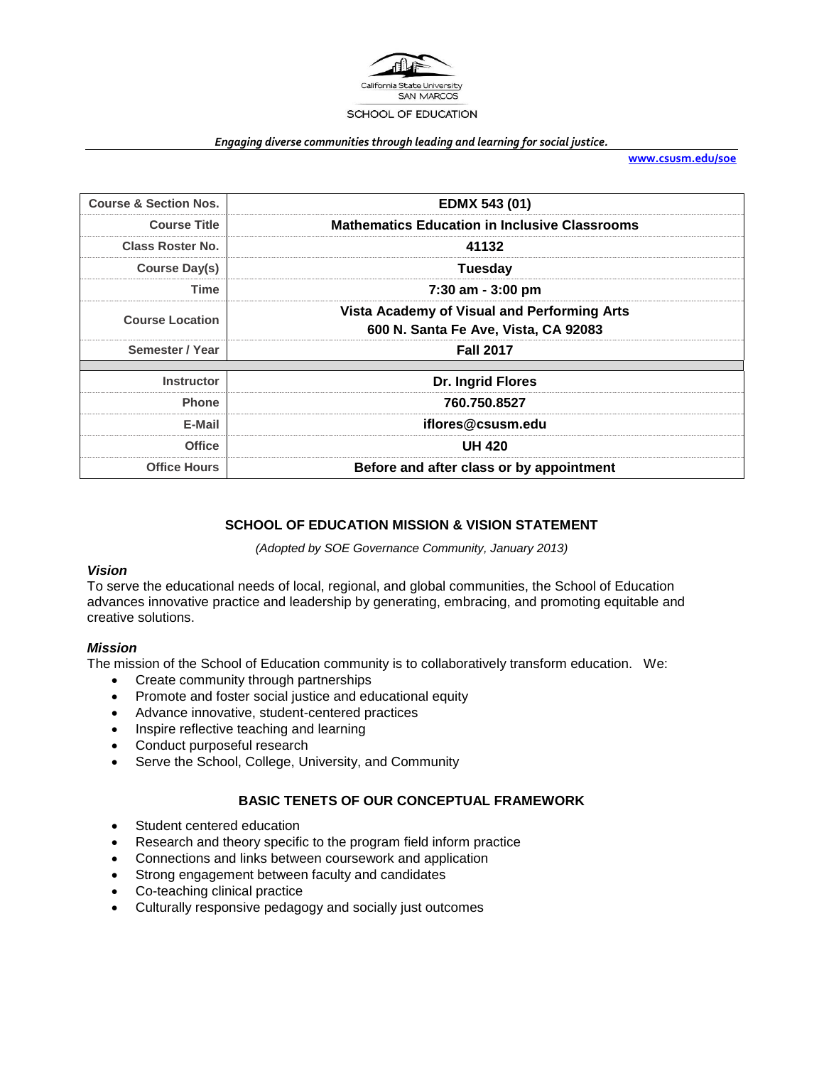California State University
SAN MARCOS

SCHOOL OF EDUCATION

***Engaging diverse communities through leading and learning for social justice.***

**www.csusm.edu/soe**

| | |
|---|---|
| **Course & Section Nos.** | **EDMX 543 (01)** |
| **Course Title** | **Mathematics Education in Inclusive Classrooms** |
| **Class Roster No.** | **41132** |
| **Course Day(s)** | **Tuesday** |
| **Time** | **7:30 am - 3:00 pm** |
| **Course Location** | **Vista Academy of Visual and Performing Arts**<br>**600 N. Santa Fe Ave, Vista, CA 92083** |
| **Semester / Year** | **Fall 2017** |
| | |
| **Instructor** | **Dr. Ingrid Flores** |
| **Phone** | **760.750.8527** |
| **E-Mail** | **iflores@csusm.edu** |
| **Office** | **UH 420** |
| **Office Hours** | **Before and after class or by appointment** |

## SCHOOL OF EDUCATION MISSION & VISION STATEMENT

*(Adopted by SOE Governance Community, January 2013)*

### *Vision*

To serve the educational needs of local, regional, and global communities, the School of Education advances innovative practice and leadership by generating, embracing, and promoting equitable and creative solutions.

### *Mission*

The mission of the School of Education community is to collaboratively transform education. We:

- Create community through partnerships
- Promote and foster social justice and educational equity
- Advance innovative, student-centered practices
- Inspire reflective teaching and learning
- Conduct purposeful research
- Serve the School, College, University, and Community

## BASIC TENETS OF OUR CONCEPTUAL FRAMEWORK

- Student centered education
- Research and theory specific to the program field inform practice
- Connections and links between coursework and application
- Strong engagement between faculty and candidates
- Co-teaching clinical practice
- Culturally responsive pedagogy and socially just outcomes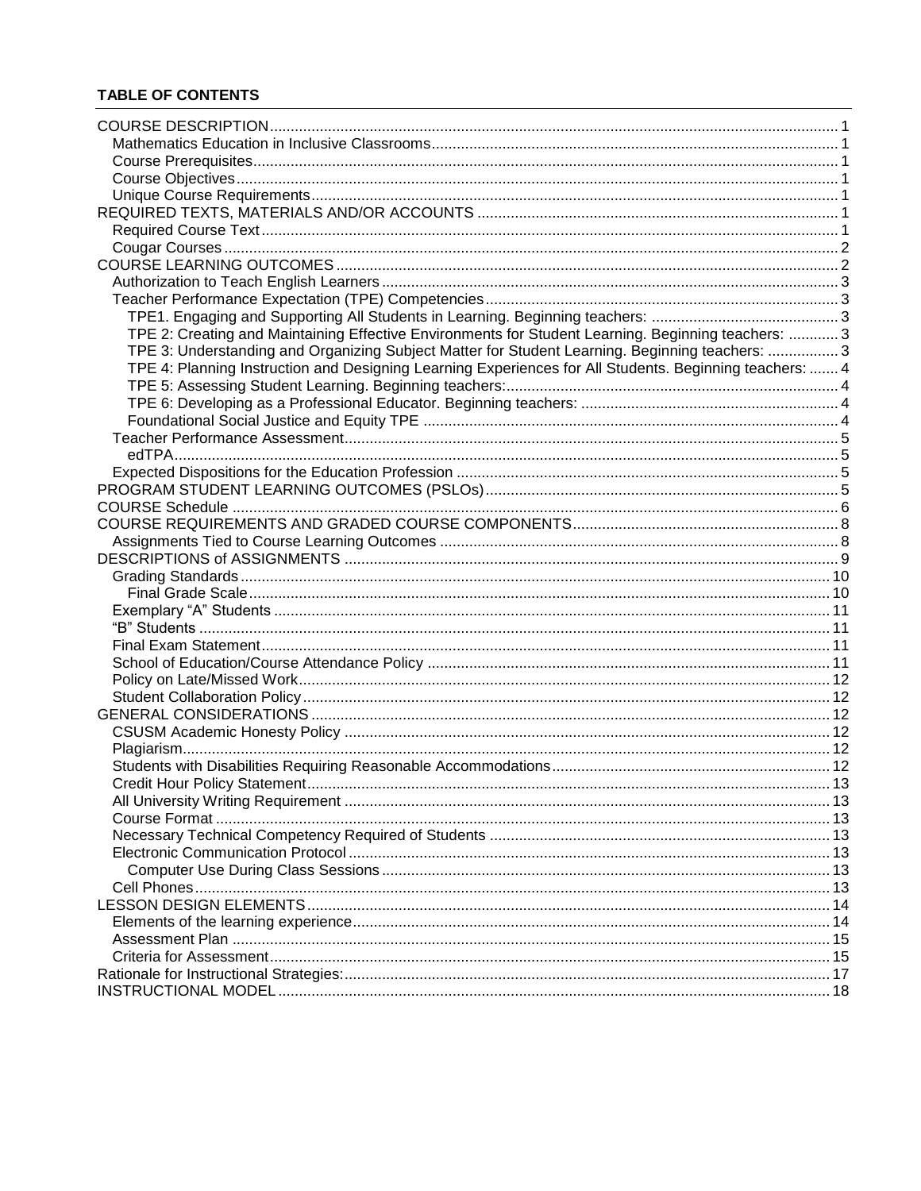**TABLE OF CONTENTS**

- COURSE DESCRIPTION ... 1
  - Mathematics Education in Inclusive Classrooms ... 1
  - Course Prerequisites ... 1
  - Course Objectives ... 1
  - Unique Course Requirements ... 1
- REQUIRED TEXTS, MATERIALS AND/OR ACCOUNTS ... 1
  - Required Course Text ... 1
  - Cougar Courses ... 2
- COURSE LEARNING OUTCOMES ... 2
  - Authorization to Teach English Learners ... 3
  - Teacher Performance Expectation (TPE) Competencies ... 3
    - TPE1. Engaging and Supporting All Students in Learning. Beginning teachers: ... 3
    - TPE 2: Creating and Maintaining Effective Environments for Student Learning. Beginning teachers: ... 3
    - TPE 3: Understanding and Organizing Subject Matter for Student Learning. Beginning teachers: ... 3
    - TPE 4: Planning Instruction and Designing Learning Experiences for All Students. Beginning teachers: ... 4
    - TPE 5: Assessing Student Learning. Beginning teachers: ... 4
    - TPE 6: Developing as a Professional Educator. Beginning teachers: ... 4
    - Foundational Social Justice and Equity TPE ... 4
  - Teacher Performance Assessment ... 5
    - edTPA ... 5
  - Expected Dispositions for the Education Profession ... 5
- PROGRAM STUDENT LEARNING OUTCOMES (PSLOs) ... 5
- COURSE Schedule ... 6
- COURSE REQUIREMENTS AND GRADED COURSE COMPONENTS ... 8
  - Assignments Tied to Course Learning Outcomes ... 8
- DESCRIPTIONS of ASSIGNMENTS ... 9
  - Grading Standards ... 10
    - Final Grade Scale ... 10
  - Exemplary "A" Students ... 11
  - "B" Students ... 11
  - Final Exam Statement ... 11
  - School of Education/Course Attendance Policy ... 11
  - Policy on Late/Missed Work ... 12
  - Student Collaboration Policy ... 12
- GENERAL CONSIDERATIONS ... 12
  - CSUSM Academic Honesty Policy ... 12
  - Plagiarism ... 12
  - Students with Disabilities Requiring Reasonable Accommodations ... 12
  - Credit Hour Policy Statement ... 13
  - All University Writing Requirement ... 13
  - Course Format ... 13
  - Necessary Technical Competency Required of Students ... 13
  - Electronic Communication Protocol ... 13
    - Computer Use During Class Sessions ... 13
  - Cell Phones ... 13
- LESSON DESIGN ELEMENTS ... 14
  - Elements of the learning experience ... 14
  - Assessment Plan ... 15
  - Criteria for Assessment ... 15
- Rationale for Instructional Strategies: ... 17
- INSTRUCTIONAL MODEL ... 18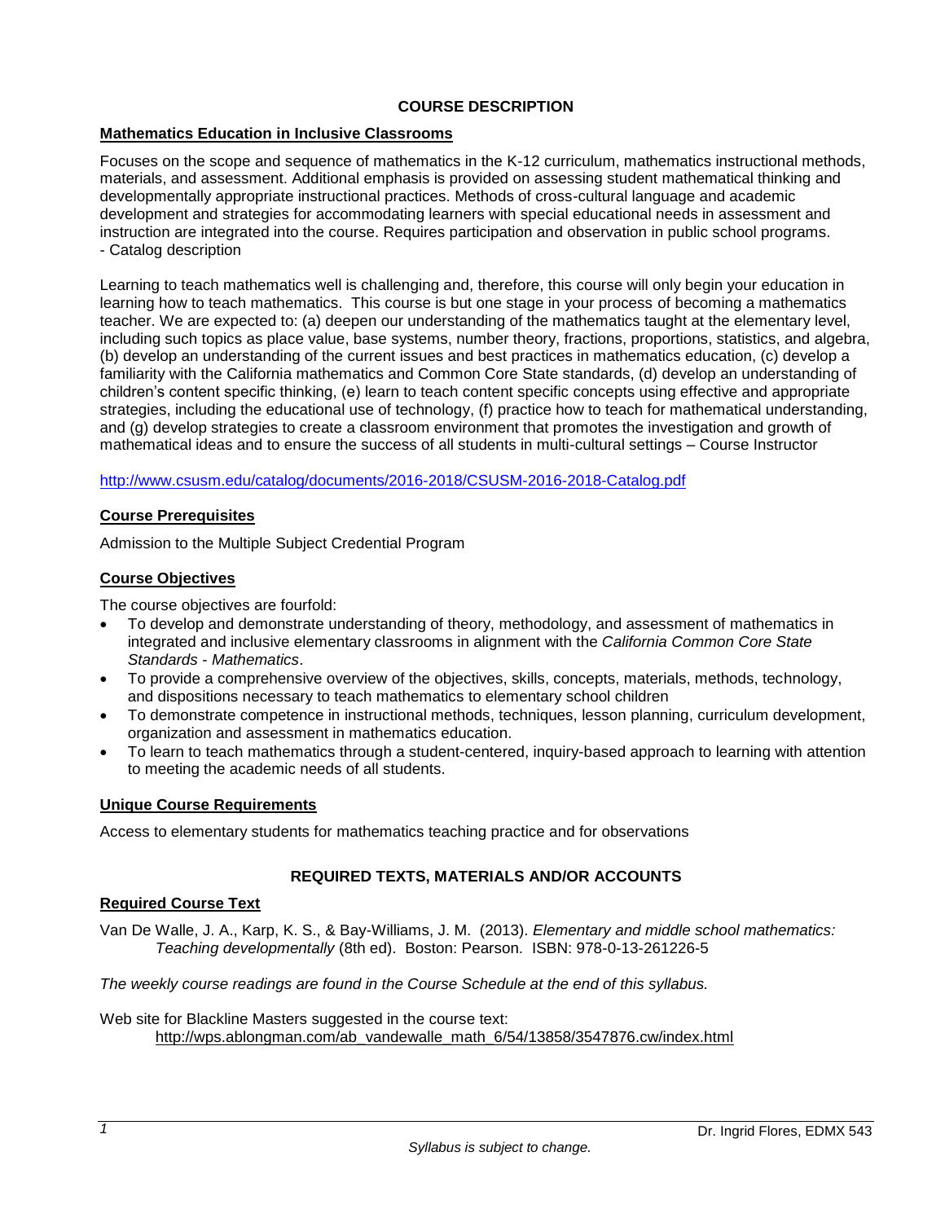## COURSE DESCRIPTION

### Mathematics Education in Inclusive Classrooms

Focuses on the scope and sequence of mathematics in the K-12 curriculum, mathematics instructional methods, materials, and assessment. Additional emphasis is provided on assessing student mathematical thinking and developmentally appropriate instructional practices. Methods of cross-cultural language and academic development and strategies for accommodating learners with special educational needs in assessment and instruction are integrated into the course. Requires participation and observation in public school programs. - Catalog description

Learning to teach mathematics well is challenging and, therefore, this course will only begin your education in learning how to teach mathematics. This course is but one stage in your process of becoming a mathematics teacher. We are expected to: (a) deepen our understanding of the mathematics taught at the elementary level, including such topics as place value, base systems, number theory, fractions, proportions, statistics, and algebra, (b) develop an understanding of the current issues and best practices in mathematics education, (c) develop a familiarity with the California mathematics and Common Core State standards, (d) develop an understanding of children's content specific thinking, (e) learn to teach content specific concepts using effective and appropriate strategies, including the educational use of technology, (f) practice how to teach for mathematical understanding, and (g) develop strategies to create a classroom environment that promotes the investigation and growth of mathematical ideas and to ensure the success of all students in multi-cultural settings – Course Instructor

http://www.csusm.edu/catalog/documents/2016-2018/CSUSM-2016-2018-Catalog.pdf

### Course Prerequisites

Admission to the Multiple Subject Credential Program

### Course Objectives

The course objectives are fourfold:

- To develop and demonstrate understanding of theory, methodology, and assessment of mathematics in integrated and inclusive elementary classrooms in alignment with the *California Common Core State Standards - Mathematics*.
- To provide a comprehensive overview of the objectives, skills, concepts, materials, methods, technology, and dispositions necessary to teach mathematics to elementary school children
- To demonstrate competence in instructional methods, techniques, lesson planning, curriculum development, organization and assessment in mathematics education.
- To learn to teach mathematics through a student-centered, inquiry-based approach to learning with attention to meeting the academic needs of all students.

### Unique Course Requirements

Access to elementary students for mathematics teaching practice and for observations

## REQUIRED TEXTS, MATERIALS AND/OR ACCOUNTS

### Required Course Text

Van De Walle, J. A., Karp, K. S., & Bay-Williams, J. M. (2013). *Elementary and middle school mathematics: Teaching developmentally* (8th ed). Boston: Pearson. ISBN: 978-0-13-261226-5

*The weekly course readings are found in the Course Schedule at the end of this syllabus.*

Web site for Blackline Masters suggested in the course text:
http://wps.ablongman.com/ab_vandewalle_math_6/54/13858/3547876.cw/index.html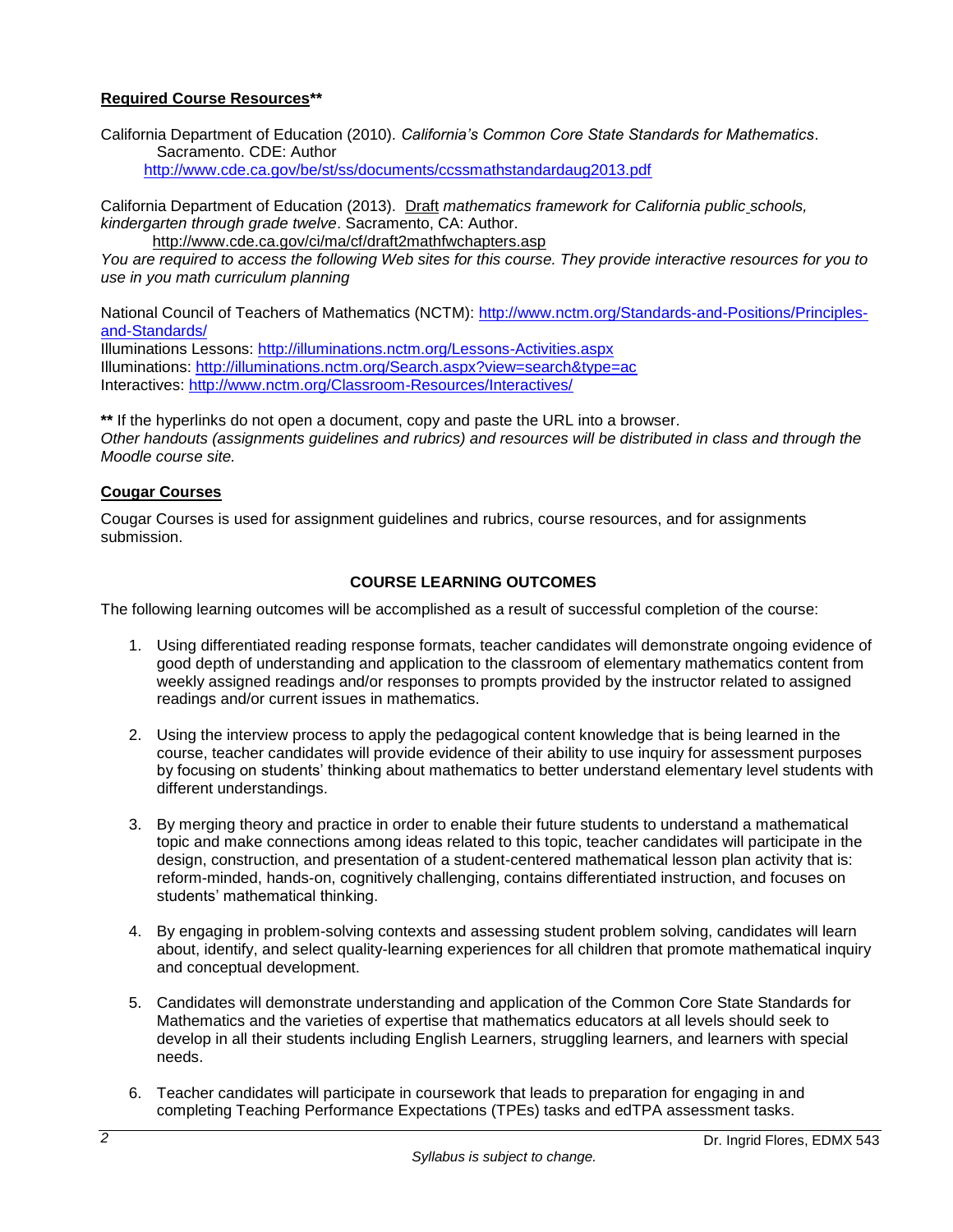**Required Course Resources****

California Department of Education (2010). *California's Common Core State Standards for Mathematics*. Sacramento. CDE: Author
http://www.cde.ca.gov/be/st/ss/documents/ccssmathstandardaug2013.pdf

California Department of Education (2013). Draft *mathematics framework for California public schools, kindergarten through grade twelve*. Sacramento, CA: Author.
http://www.cde.ca.gov/ci/ma/cf/draft2mathfwchapters.asp
*You are required to access the following Web sites for this course. They provide interactive resources for you to use in you math curriculum planning*

National Council of Teachers of Mathematics (NCTM): http://www.nctm.org/Standards-and-Positions/Principles-and-Standards/
Illuminations Lessons: http://illuminations.nctm.org/Lessons-Activities.aspx
Illuminations: http://illuminations.nctm.org/Search.aspx?view=search&type=ac
Interactives: http://www.nctm.org/Classroom-Resources/Interactives/

** If the hyperlinks do not open a document, copy and paste the URL into a browser.
*Other handouts (assignments guidelines and rubrics) and resources will be distributed in class and through the Moodle course site.*

**Cougar Courses**

Cougar Courses is used for assignment guidelines and rubrics, course resources, and for assignments submission.

## COURSE LEARNING OUTCOMES

The following learning outcomes will be accomplished as a result of successful completion of the course:

1. Using differentiated reading response formats, teacher candidates will demonstrate ongoing evidence of good depth of understanding and application to the classroom of elementary mathematics content from weekly assigned readings and/or responses to prompts provided by the instructor related to assigned readings and/or current issues in mathematics.

2. Using the interview process to apply the pedagogical content knowledge that is being learned in the course, teacher candidates will provide evidence of their ability to use inquiry for assessment purposes by focusing on students' thinking about mathematics to better understand elementary level students with different understandings.

3. By merging theory and practice in order to enable their future students to understand a mathematical topic and make connections among ideas related to this topic, teacher candidates will participate in the design, construction, and presentation of a student-centered mathematical lesson plan activity that is: reform-minded, hands-on, cognitively challenging, contains differentiated instruction, and focuses on students' mathematical thinking.

4. By engaging in problem-solving contexts and assessing student problem solving, candidates will learn about, identify, and select quality-learning experiences for all children that promote mathematical inquiry and conceptual development.

5. Candidates will demonstrate understanding and application of the Common Core State Standards for Mathematics and the varieties of expertise that mathematics educators at all levels should seek to develop in all their students including English Learners, struggling learners, and learners with special needs.

6. Teacher candidates will participate in coursework that leads to preparation for engaging in and completing Teaching Performance Expectations (TPEs) tasks and edTPA assessment tasks.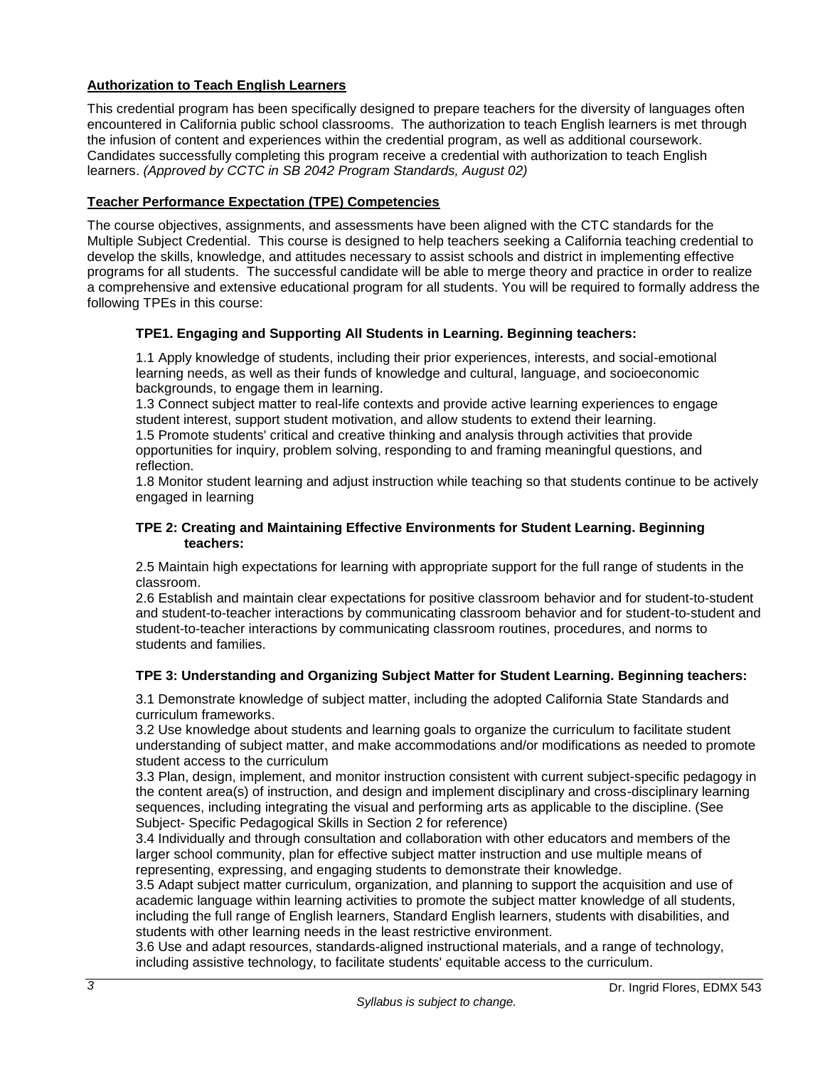**Authorization to Teach English Learners**

This credential program has been specifically designed to prepare teachers for the diversity of languages often encountered in California public school classrooms. The authorization to teach English learners is met through the infusion of content and experiences within the credential program, as well as additional coursework. Candidates successfully completing this program receive a credential with authorization to teach English learners. *(Approved by CCTC in SB 2042 Program Standards, August 02)*

**Teacher Performance Expectation (TPE) Competencies**

The course objectives, assignments, and assessments have been aligned with the CTC standards for the Multiple Subject Credential. This course is designed to help teachers seeking a California teaching credential to develop the skills, knowledge, and attitudes necessary to assist schools and district in implementing effective programs for all students. The successful candidate will be able to merge theory and practice in order to realize a comprehensive and extensive educational program for all students. You will be required to formally address the following TPEs in this course:

**TPE1. Engaging and Supporting All Students in Learning. Beginning teachers:**

1.1 Apply knowledge of students, including their prior experiences, interests, and social-emotional learning needs, as well as their funds of knowledge and cultural, language, and socioeconomic backgrounds, to engage them in learning.
1.3 Connect subject matter to real-life contexts and provide active learning experiences to engage student interest, support student motivation, and allow students to extend their learning.
1.5 Promote students' critical and creative thinking and analysis through activities that provide opportunities for inquiry, problem solving, responding to and framing meaningful questions, and reflection.
1.8 Monitor student learning and adjust instruction while teaching so that students continue to be actively engaged in learning

**TPE 2: Creating and Maintaining Effective Environments for Student Learning. Beginning teachers:**

2.5 Maintain high expectations for learning with appropriate support for the full range of students in the classroom.
2.6 Establish and maintain clear expectations for positive classroom behavior and for student-to-student and student-to-teacher interactions by communicating classroom behavior and for student-to-student and student-to-teacher interactions by communicating classroom routines, procedures, and norms to students and families.

**TPE 3: Understanding and Organizing Subject Matter for Student Learning. Beginning teachers:**

3.1 Demonstrate knowledge of subject matter, including the adopted California State Standards and curriculum frameworks.
3.2 Use knowledge about students and learning goals to organize the curriculum to facilitate student understanding of subject matter, and make accommodations and/or modifications as needed to promote student access to the curriculum
3.3 Plan, design, implement, and monitor instruction consistent with current subject-specific pedagogy in the content area(s) of instruction, and design and implement disciplinary and cross-disciplinary learning sequences, including integrating the visual and performing arts as applicable to the discipline. (See Subject- Specific Pedagogical Skills in Section 2 for reference)
3.4 Individually and through consultation and collaboration with other educators and members of the larger school community, plan for effective subject matter instruction and use multiple means of representing, expressing, and engaging students to demonstrate their knowledge.
3.5 Adapt subject matter curriculum, organization, and planning to support the acquisition and use of academic language within learning activities to promote the subject matter knowledge of all students, including the full range of English learners, Standard English learners, students with disabilities, and students with other learning needs in the least restrictive environment.
3.6 Use and adapt resources, standards-aligned instructional materials, and a range of technology, including assistive technology, to facilitate students' equitable access to the curriculum.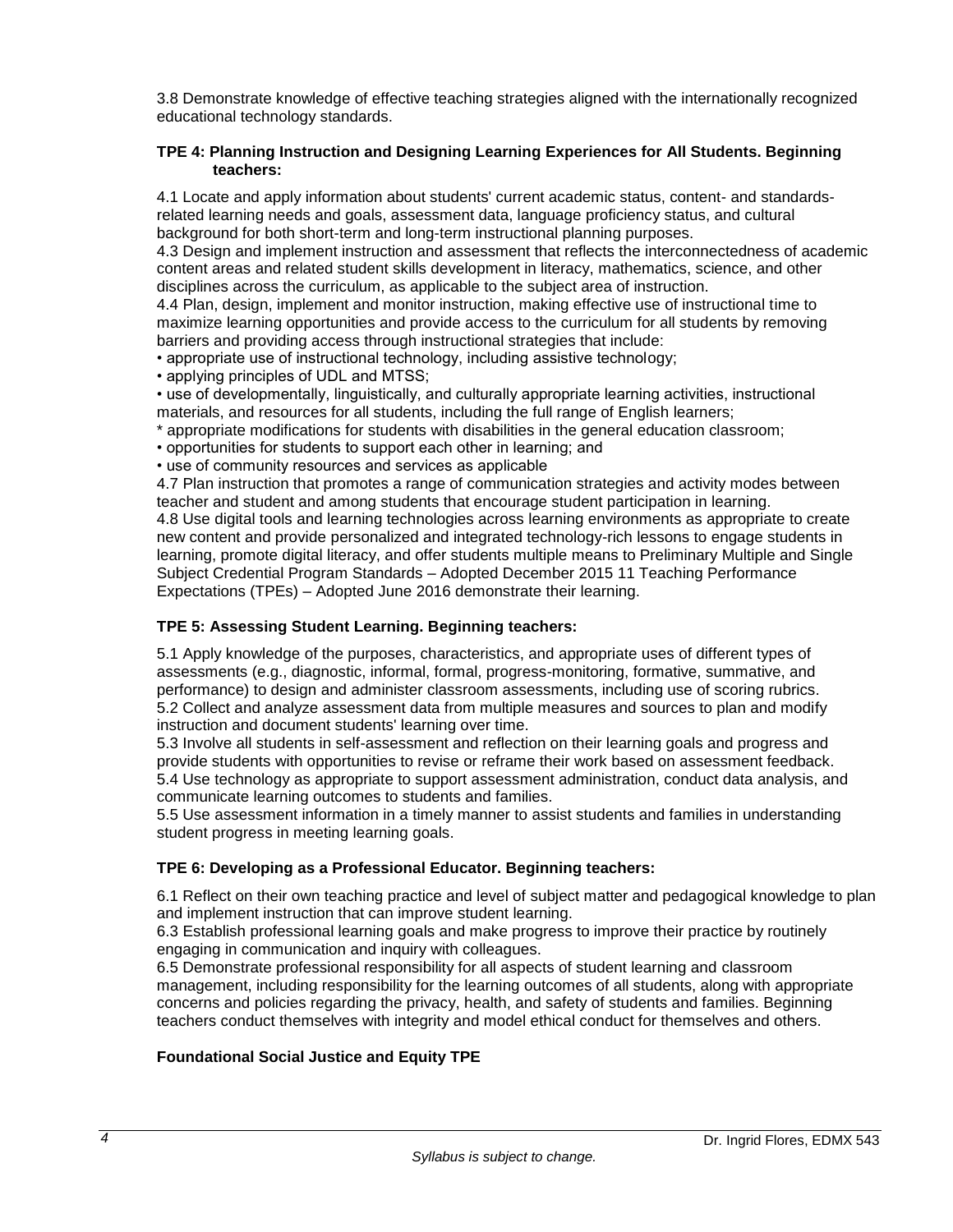3.8 Demonstrate knowledge of effective teaching strategies aligned with the internationally recognized educational technology standards.

**TPE 4: Planning Instruction and Designing Learning Experiences for All Students. Beginning teachers:**

4.1 Locate and apply information about students' current academic status, content- and standards-related learning needs and goals, assessment data, language proficiency status, and cultural background for both short-term and long-term instructional planning purposes.
4.3 Design and implement instruction and assessment that reflects the interconnectedness of academic content areas and related student skills development in literacy, mathematics, science, and other disciplines across the curriculum, as applicable to the subject area of instruction.
4.4 Plan, design, implement and monitor instruction, making effective use of instructional time to maximize learning opportunities and provide access to the curriculum for all students by removing barriers and providing access through instructional strategies that include:
• appropriate use of instructional technology, including assistive technology;
• applying principles of UDL and MTSS;
• use of developmentally, linguistically, and culturally appropriate learning activities, instructional materials, and resources for all students, including the full range of English learners;
* appropriate modifications for students with disabilities in the general education classroom;
• opportunities for students to support each other in learning; and
• use of community resources and services as applicable
4.7 Plan instruction that promotes a range of communication strategies and activity modes between teacher and student and among students that encourage student participation in learning.
4.8 Use digital tools and learning technologies across learning environments as appropriate to create new content and provide personalized and integrated technology-rich lessons to engage students in learning, promote digital literacy, and offer students multiple means to Preliminary Multiple and Single Subject Credential Program Standards – Adopted December 2015 11 Teaching Performance Expectations (TPEs) – Adopted June 2016 demonstrate their learning.

**TPE 5: Assessing Student Learning. Beginning teachers:**

5.1 Apply knowledge of the purposes, characteristics, and appropriate uses of different types of assessments (e.g., diagnostic, informal, formal, progress-monitoring, formative, summative, and performance) to design and administer classroom assessments, including use of scoring rubrics.
5.2 Collect and analyze assessment data from multiple measures and sources to plan and modify instruction and document students' learning over time.
5.3 Involve all students in self-assessment and reflection on their learning goals and progress and provide students with opportunities to revise or reframe their work based on assessment feedback.
5.4 Use technology as appropriate to support assessment administration, conduct data analysis, and communicate learning outcomes to students and families.
5.5 Use assessment information in a timely manner to assist students and families in understanding student progress in meeting learning goals.

**TPE 6: Developing as a Professional Educator. Beginning teachers:**

6.1 Reflect on their own teaching practice and level of subject matter and pedagogical knowledge to plan and implement instruction that can improve student learning.
6.3 Establish professional learning goals and make progress to improve their practice by routinely engaging in communication and inquiry with colleagues.
6.5 Demonstrate professional responsibility for all aspects of student learning and classroom management, including responsibility for the learning outcomes of all students, along with appropriate concerns and policies regarding the privacy, health, and safety of students and families. Beginning teachers conduct themselves with integrity and model ethical conduct for themselves and others.

**Foundational Social Justice and Equity TPE**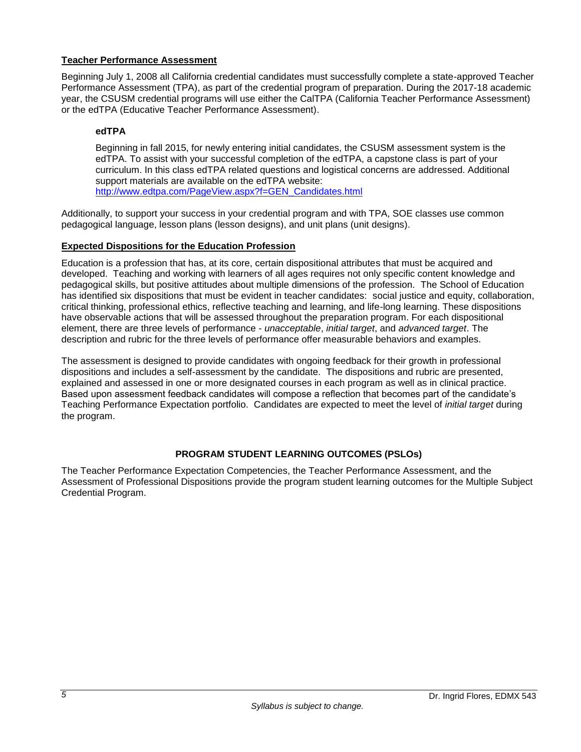## Teacher Performance Assessment

Beginning July 1, 2008 all California credential candidates must successfully complete a state-approved Teacher Performance Assessment (TPA), as part of the credential program of preparation. During the 2017-18 academic year, the CSUSM credential programs will use either the CalTPA (California Teacher Performance Assessment) or the edTPA (Educative Teacher Performance Assessment).

### edTPA

Beginning in fall 2015, for newly entering initial candidates, the CSUSM assessment system is the edTPA. To assist with your successful completion of the edTPA, a capstone class is part of your curriculum. In this class edTPA related questions and logistical concerns are addressed. Additional support materials are available on the edTPA website: [http://www.edtpa.com/PageView.aspx?f=GEN_Candidates.html](http://www.edtpa.com/PageView.aspx?f=GEN_Candidates.html)

Additionally, to support your success in your credential program and with TPA, SOE classes use common pedagogical language, lesson plans (lesson designs), and unit plans (unit designs).

## Expected Dispositions for the Education Profession

Education is a profession that has, at its core, certain dispositional attributes that must be acquired and developed. Teaching and working with learners of all ages requires not only specific content knowledge and pedagogical skills, but positive attitudes about multiple dimensions of the profession. The School of Education has identified six dispositions that must be evident in teacher candidates: social justice and equity, collaboration, critical thinking, professional ethics, reflective teaching and learning, and life-long learning. These dispositions have observable actions that will be assessed throughout the preparation program. For each dispositional element, there are three levels of performance - *unacceptable*, *initial target*, and *advanced target*. The description and rubric for the three levels of performance offer measurable behaviors and examples.

The assessment is designed to provide candidates with ongoing feedback for their growth in professional dispositions and includes a self-assessment by the candidate. The dispositions and rubric are presented, explained and assessed in one or more designated courses in each program as well as in clinical practice. Based upon assessment feedback candidates will compose a reflection that becomes part of the candidate's Teaching Performance Expectation portfolio. Candidates are expected to meet the level of *initial target* during the program.

## PROGRAM STUDENT LEARNING OUTCOMES (PSLOs)

The Teacher Performance Expectation Competencies, the Teacher Performance Assessment, and the Assessment of Professional Dispositions provide the program student learning outcomes for the Multiple Subject Credential Program.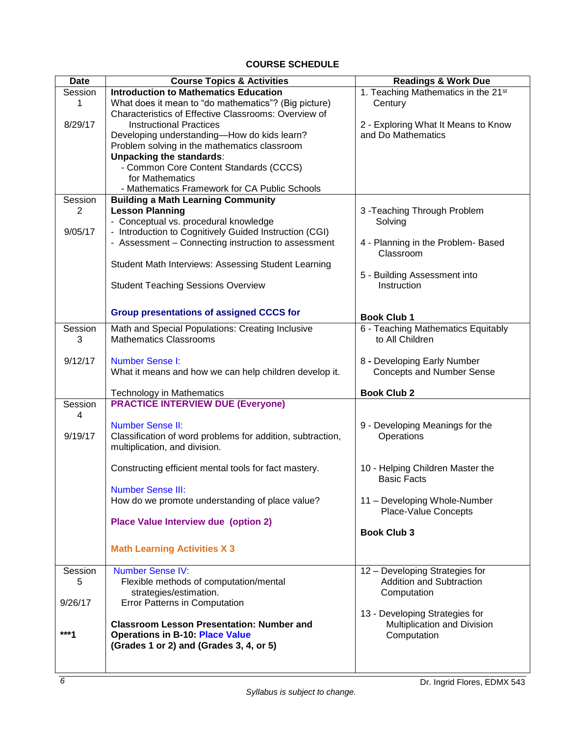**COURSE SCHEDULE**

| Date | Course Topics & Activities | Readings & Work Due |
|---|---|---|
| Session 1<br><br>8/29/17 | **Introduction to Mathematics Education**<br>What does it mean to "do mathematics"? (Big picture)<br>Characteristics of Effective Classrooms: Overview of Instructional Practices<br>Developing understanding—How do kids learn?<br>Problem solving in the mathematics classroom<br>**Unpacking the standards**:<br>- Common Core Content Standards (CCCS) for Mathematics<br>- Mathematics Framework for CA Public Schools | 1. Teaching Mathematics in the 21st Century<br><br>2 - Exploring What It Means to Know and Do Mathematics |
| Session 2<br><br>9/05/17 | **Building a Math Learning Community**<br>**Lesson Planning**<br>- Conceptual vs. procedural knowledge<br>- Introduction to Cognitively Guided Instruction (CGI)<br>- Assessment – Connecting instruction to assessment<br><br>Student Math Interviews: Assessing Student Learning<br><br>Student Teaching Sessions Overview<br><br>**Group presentations of assigned CCCS for** | 3 -Teaching Through Problem Solving<br><br>4 - Planning in the Problem- Based Classroom<br><br>5 - Building Assessment into Instruction<br><br>**Book Club 1** |
| Session 3<br><br>9/12/17 | Math and Special Populations: Creating Inclusive Mathematics Classrooms<br><br>Number Sense I:<br>What it means and how we can help children develop it.<br><br>Technology in Mathematics | 6 - Teaching Mathematics Equitably to All Children<br><br>8 - Developing Early Number Concepts and Number Sense<br><br>**Book Club 2** |
| Session 4<br><br>9/19/17 | **PRACTICE INTERVIEW DUE (Everyone)**<br><br>Number Sense II:<br>Classification of word problems for addition, subtraction, multiplication, and division.<br><br>Constructing efficient mental tools for fact mastery.<br><br>Number Sense III:<br>How do we promote understanding of place value?<br><br>**Place Value Interview due (option 2)**<br><br>**Math Learning Activities X 3** | 9 - Developing Meanings for the Operations<br><br>10 - Helping Children Master the Basic Facts<br><br>11 – Developing Whole-Number Place-Value Concepts<br><br>**Book Club 3** |
| Session 5<br><br>9/26/17<br><br>**\*\*\*1** | Number Sense IV:<br>Flexible methods of computation/mental strategies/estimation.<br>Error Patterns in Computation<br><br>**Classroom Lesson Presentation: Number and Operations in B-10: Place Value (Grades 1 or 2) and (Grades 3, 4, or 5)** | 12 – Developing Strategies for Addition and Subtraction Computation<br><br>13 - Developing Strategies for Multiplication and Division Computation |

*Syllabus is subject to change.*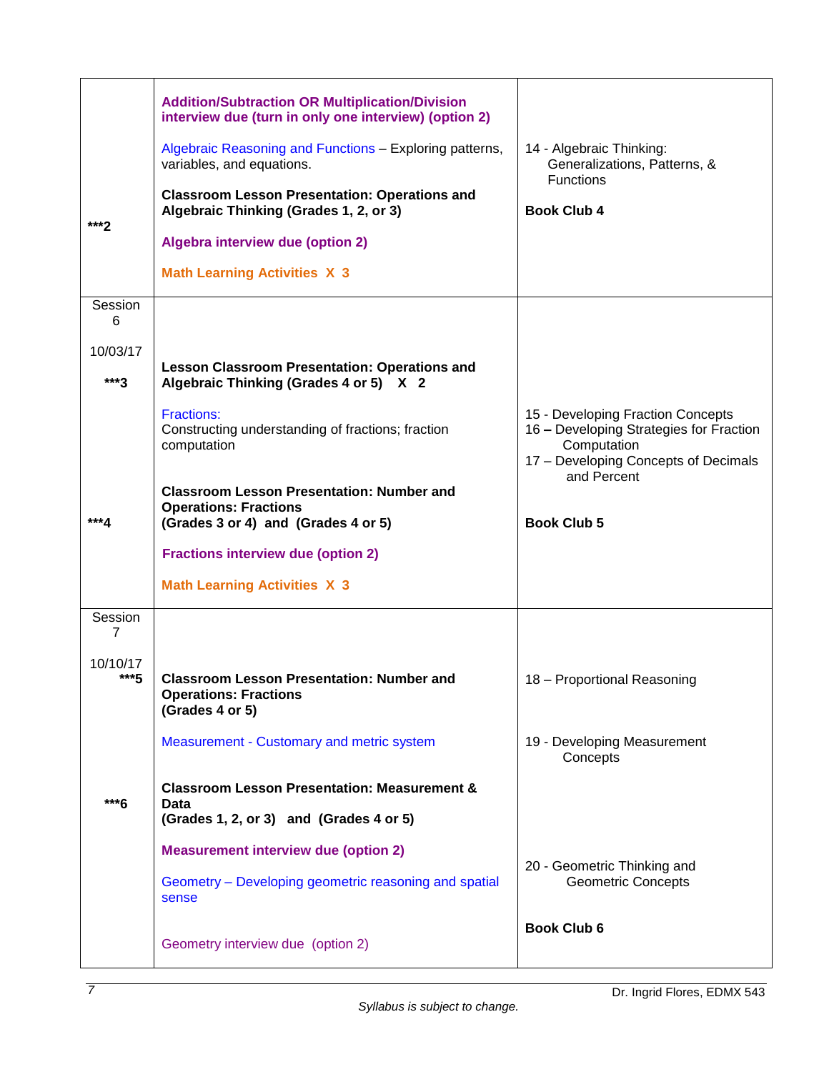| | | |
|---|---|---|
| ***2 | **Addition/Subtraction OR Multiplication/Division interview due (turn in only one interview) (option 2)**<br><br>Algebraic Reasoning and Functions – Exploring patterns, variables, and equations.<br><br>**Classroom Lesson Presentation: Operations and Algebraic Thinking (Grades 1, 2, or 3)**<br><br>**Algebra interview due (option 2)**<br><br>**Math Learning Activities X 3** | 14 - Algebraic Thinking: Generalizations, Patterns, & Functions<br><br>**Book Club 4** |
| Session 6<br><br>10/03/17<br><br>***3<br><br>***4 | **Lesson Classroom Presentation: Operations and Algebraic Thinking (Grades 4 or 5) X 2**<br><br>Fractions:<br>Constructing understanding of fractions; fraction computation<br><br>**Classroom Lesson Presentation: Number and Operations: Fractions (Grades 3 or 4) and (Grades 4 or 5)**<br><br>**Fractions interview due (option 2)**<br><br>**Math Learning Activities X 3** | 15 - Developing Fraction Concepts<br>16 **–** Developing Strategies for Fraction Computation<br>17 – Developing Concepts of Decimals and Percent<br><br>**Book Club 5** |
| Session 7<br><br>10/10/17<br>***5<br><br>***6 | **Classroom Lesson Presentation: Number and Operations: Fractions (Grades 4 or 5)**<br><br>Measurement - Customary and metric system<br><br>**Classroom Lesson Presentation: Measurement & Data (Grades 1, 2, or 3) and (Grades 4 or 5)**<br><br>**Measurement interview due (option 2)**<br><br>Geometry – Developing geometric reasoning and spatial sense<br><br>Geometry interview due (option 2) | 18 – Proportional Reasoning<br><br>19 - Developing Measurement Concepts<br><br>20 - Geometric Thinking and Geometric Concepts<br><br>**Book Club 6** |

*Syllabus is subject to change.*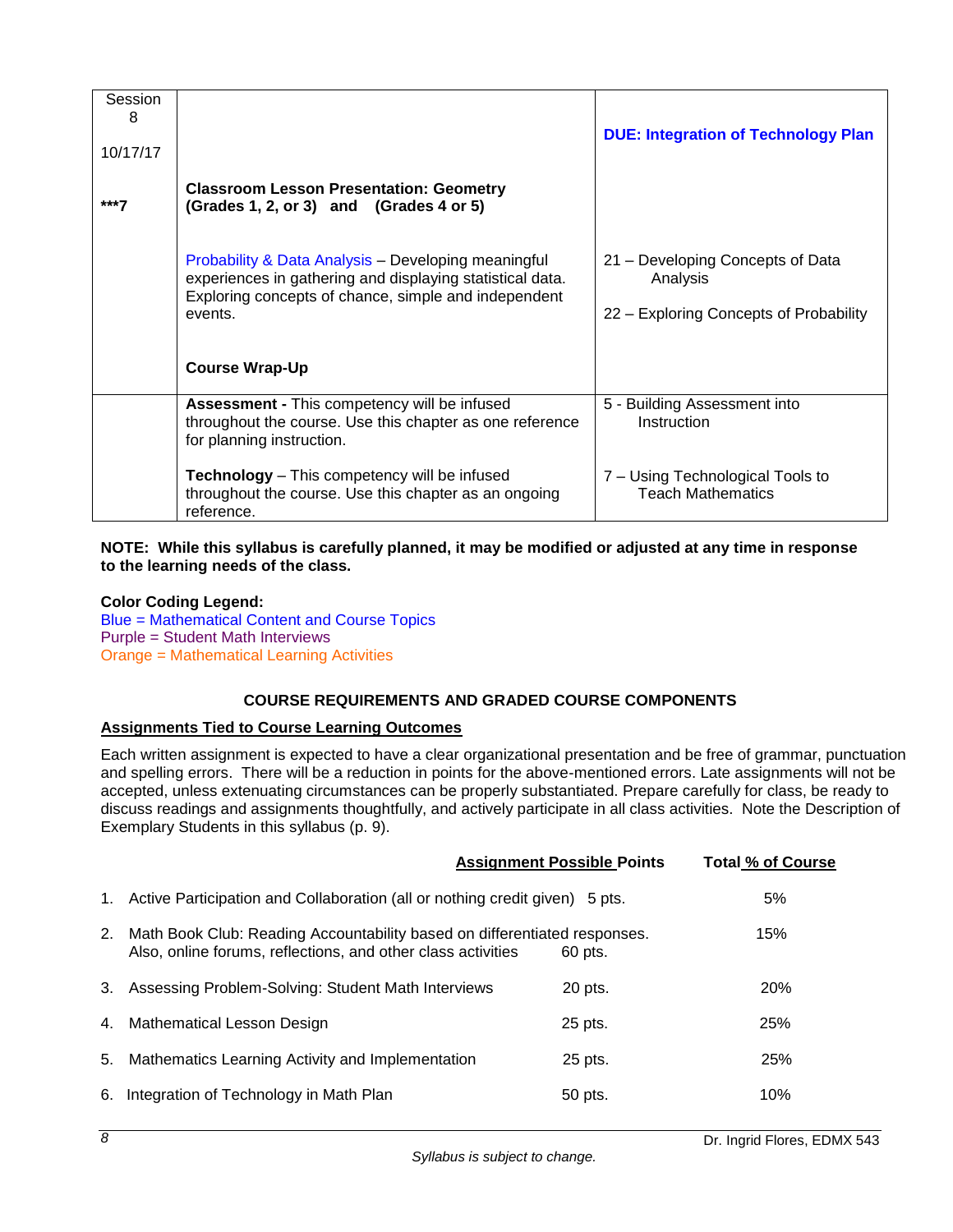| Session 8<br><br>10/17/17<br><br>***7 | **Classroom Lesson Presentation: Geometry (Grades 1, 2, or 3) and (Grades 4 or 5)**<br><br>Probability & Data Analysis – Developing meaningful experiences in gathering and displaying statistical data. Exploring concepts of chance, simple and independent events.<br><br>**Course Wrap-Up** | **DUE: Integration of Technology Plan**<br><br>21 – Developing Concepts of Data Analysis<br><br>22 – Exploring Concepts of Probability |
|---|---|---|
| | **Assessment -** This competency will be infused throughout the course. Use this chapter as one reference for planning instruction.<br><br>**Technology** – This competency will be infused throughout the course. Use this chapter as an ongoing reference. | 5 - Building Assessment into Instruction<br><br>7 – Using Technological Tools to Teach Mathematics |

**NOTE: While this syllabus is carefully planned, it may be modified or adjusted at any time in response to the learning needs of the class.**

**Color Coding Legend:**
Blue = Mathematical Content and Course Topics
Purple = Student Math Interviews
Orange = Mathematical Learning Activities

## COURSE REQUIREMENTS AND GRADED COURSE COMPONENTS

### Assignments Tied to Course Learning Outcomes

Each written assignment is expected to have a clear organizational presentation and be free of grammar, punctuation and spelling errors. There will be a reduction in points for the above-mentioned errors. Late assignments will not be accepted, unless extenuating circumstances can be properly substantiated. Prepare carefully for class, be ready to discuss readings and assignments thoughtfully, and actively participate in all class activities. Note the Description of Exemplary Students in this syllabus (p. 9).

| | Assignment Possible Points | Total % of Course |
|---|---|---|
| 1. Active Participation and Collaboration (all or nothing credit given) | 5 pts. | 5% |
| 2. Math Book Club: Reading Accountability based on differentiated responses. Also, online forums, reflections, and other class activities | 60 pts. | 15% |
| 3. Assessing Problem-Solving: Student Math Interviews | 20 pts. | 20% |
| 4. Mathematical Lesson Design | 25 pts. | 25% |
| 5. Mathematics Learning Activity and Implementation | 25 pts. | 25% |
| 6. Integration of Technology in Math Plan | 50 pts. | 10% |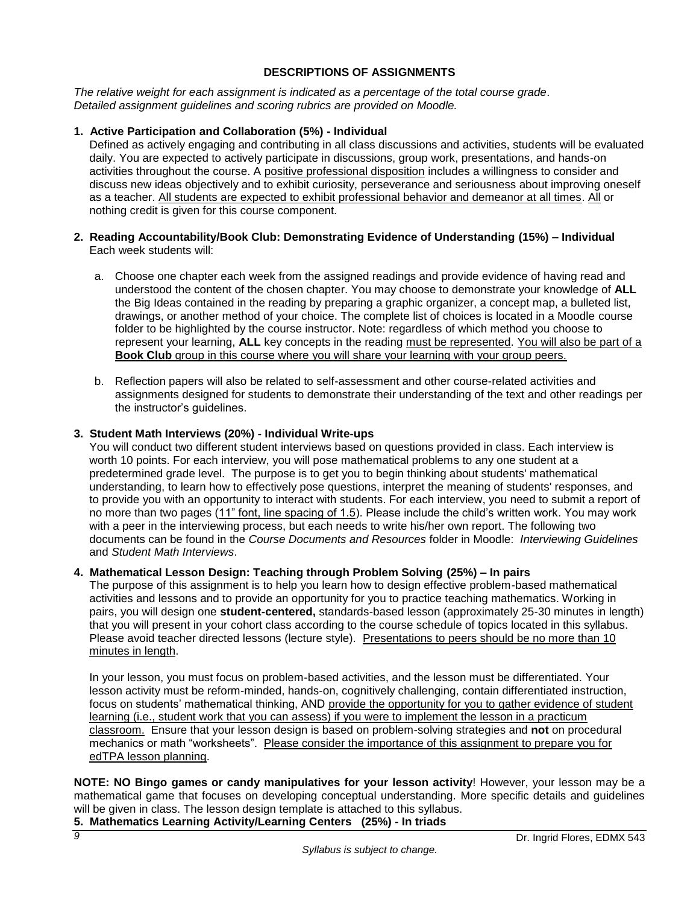## DESCRIPTIONS OF ASSIGNMENTS

*The relative weight for each assignment is indicated as a percentage of the total course grade. Detailed assignment guidelines and scoring rubrics are provided on Moodle.*

**1. Active Participation and Collaboration (5%) - Individual**

Defined as actively engaging and contributing in all class discussions and activities, students will be evaluated daily. You are expected to actively participate in discussions, group work, presentations, and hands-on activities throughout the course. A positive professional disposition includes a willingness to consider and discuss new ideas objectively and to exhibit curiosity, perseverance and seriousness about improving oneself as a teacher. All students are expected to exhibit professional behavior and demeanor at all times. All or nothing credit is given for this course component.

**2. Reading Accountability/Book Club: Demonstrating Evidence of Understanding (15%) – Individual**

Each week students will:

a. Choose one chapter each week from the assigned readings and provide evidence of having read and understood the content of the chosen chapter. You may choose to demonstrate your knowledge of **ALL** the Big Ideas contained in the reading by preparing a graphic organizer, a concept map, a bulleted list, drawings, or another method of your choice. The complete list of choices is located in a Moodle course folder to be highlighted by the course instructor. Note: regardless of which method you choose to represent your learning, **ALL** key concepts in the reading must be represented. You will also be part of a **Book Club** group in this course where you will share your learning with your group peers.

b. Reflection papers will also be related to self-assessment and other course-related activities and assignments designed for students to demonstrate their understanding of the text and other readings per the instructor's guidelines.

**3. Student Math Interviews (20%) - Individual Write-ups**

You will conduct two different student interviews based on questions provided in class. Each interview is worth 10 points. For each interview, you will pose mathematical problems to any one student at a predetermined grade level. The purpose is to get you to begin thinking about students' mathematical understanding, to learn how to effectively pose questions, interpret the meaning of students' responses, and to provide you with an opportunity to interact with students. For each interview, you need to submit a report of no more than two pages (11" font, line spacing of 1.5). Please include the child's written work. You may work with a peer in the interviewing process, but each needs to write his/her own report. The following two documents can be found in the *Course Documents and Resources* folder in Moodle: *Interviewing Guidelines* and *Student Math Interviews*.

**4. Mathematical Lesson Design: Teaching through Problem Solving (25%) – In pairs**

The purpose of this assignment is to help you learn how to design effective problem-based mathematical activities and lessons and to provide an opportunity for you to practice teaching mathematics. Working in pairs, you will design one **student-centered,** standards-based lesson (approximately 25-30 minutes in length) that you will present in your cohort class according to the course schedule of topics located in this syllabus. Please avoid teacher directed lessons (lecture style). Presentations to peers should be no more than 10 minutes in length.

In your lesson, you must focus on problem-based activities, and the lesson must be differentiated. Your lesson activity must be reform-minded, hands-on, cognitively challenging, contain differentiated instruction, focus on students' mathematical thinking, AND provide the opportunity for you to gather evidence of student learning (i.e., student work that you can assess) if you were to implement the lesson in a practicum classroom. Ensure that your lesson design is based on problem-solving strategies and **not** on procedural mechanics or math "worksheets". Please consider the importance of this assignment to prepare you for edTPA lesson planning.

**NOTE: NO Bingo games or candy manipulatives for your lesson activity**! However, your lesson may be a mathematical game that focuses on developing conceptual understanding. More specific details and guidelines will be given in class. The lesson design template is attached to this syllabus.

**5. Mathematics Learning Activity/Learning Centers (25%) - In triads**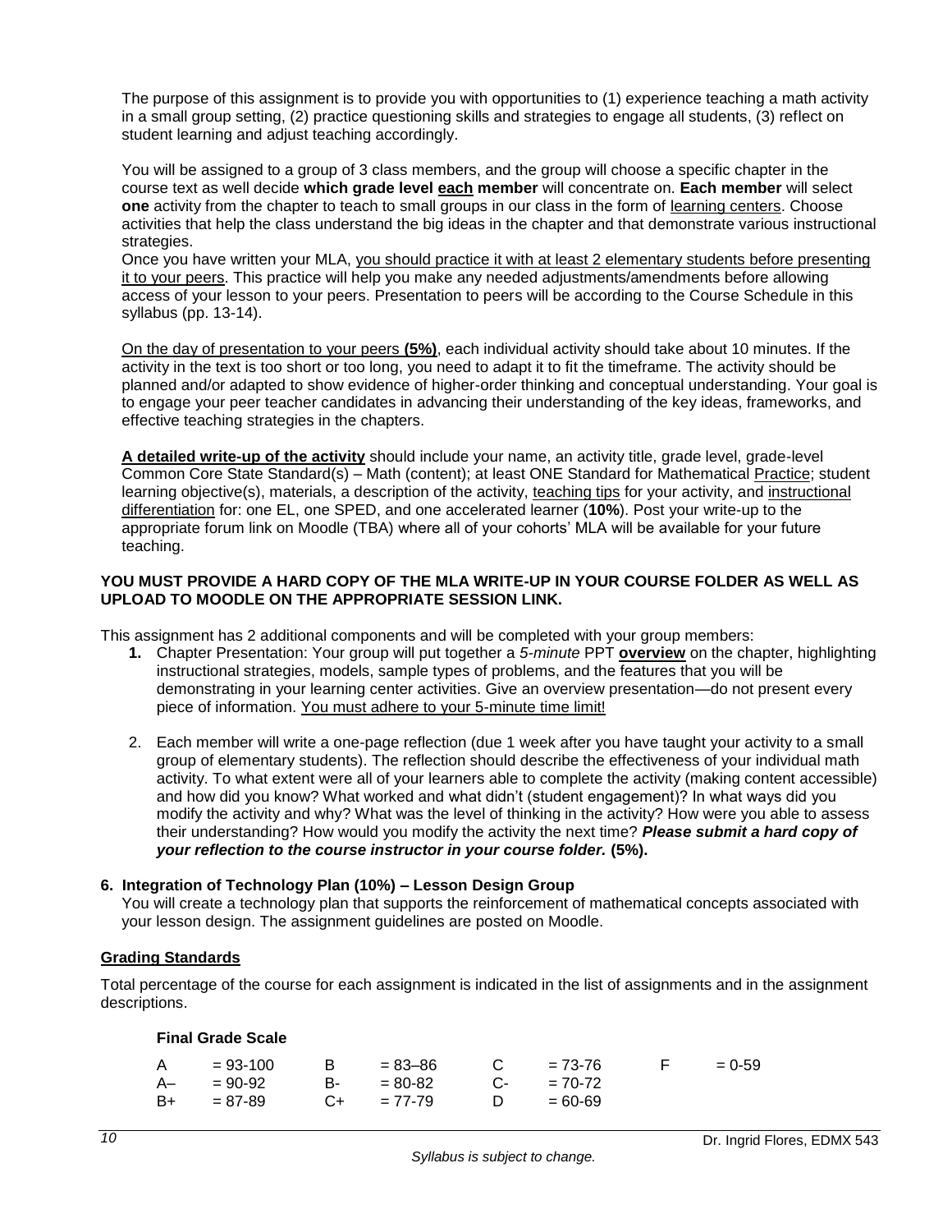The purpose of this assignment is to provide you with opportunities to (1) experience teaching a math activity in a small group setting, (2) practice questioning skills and strategies to engage all students, (3) reflect on student learning and adjust teaching accordingly.

You will be assigned to a group of 3 class members, and the group will choose a specific chapter in the course text as well decide **which grade level each member** will concentrate on. **Each member** will select **one** activity from the chapter to teach to small groups in our class in the form of learning centers. Choose activities that help the class understand the big ideas in the chapter and that demonstrate various instructional strategies.
Once you have written your MLA, you should practice it with at least 2 elementary students before presenting it to your peers. This practice will help you make any needed adjustments/amendments before allowing access of your lesson to your peers. Presentation to peers will be according to the Course Schedule in this syllabus (pp. 13-14).

On the day of presentation to your peers **(5%)**, each individual activity should take about 10 minutes. If the activity in the text is too short or too long, you need to adapt it to fit the timeframe. The activity should be planned and/or adapted to show evidence of higher-order thinking and conceptual understanding. Your goal is to engage your peer teacher candidates in advancing their understanding of the key ideas, frameworks, and effective teaching strategies in the chapters.

**A detailed write-up of the activity** should include your name, an activity title, grade level, grade-level Common Core State Standard(s) – Math (content); at least ONE Standard for Mathematical Practice; student learning objective(s), materials, a description of the activity, teaching tips for your activity, and instructional differentiation for: one EL, one SPED, and one accelerated learner (**10%**). Post your write-up to the appropriate forum link on Moodle (TBA) where all of your cohorts' MLA will be available for your future teaching.

**YOU MUST PROVIDE A HARD COPY OF THE MLA WRITE-UP IN YOUR COURSE FOLDER AS WELL AS UPLOAD TO MOODLE ON THE APPROPRIATE SESSION LINK.**

This assignment has 2 additional components and will be completed with your group members:

1. Chapter Presentation: Your group will put together a *5-minute* PPT **overview** on the chapter, highlighting instructional strategies, models, sample types of problems, and the features that you will be demonstrating in your learning center activities. Give an overview presentation—do not present every piece of information. You must adhere to your 5-minute time limit!
2. Each member will write a one-page reflection (due 1 week after you have taught your activity to a small group of elementary students). The reflection should describe the effectiveness of your individual math activity. To what extent were all of your learners able to complete the activity (making content accessible) and how did you know? What worked and what didn't (student engagement)? In what ways did you modify the activity and why? What was the level of thinking in the activity? How were you able to assess their understanding? How would you modify the activity the next time? ***Please submit a hard copy of your reflection to the course instructor in your course folder.*** **(5%).**

**6. Integration of Technology Plan (10%) – Lesson Design Group**

You will create a technology plan that supports the reinforcement of mathematical concepts associated with your lesson design. The assignment guidelines are posted on Moodle.

## Grading Standards

Total percentage of the course for each assignment is indicated in the list of assignments and in the assignment descriptions.

**Final Grade Scale**

| | | | | | | | |
|---|---|---|---|---|---|---|---|
| A | = 93-100 | B | = 83–86 | C | = 73-76 | F | = 0-59 |
| A– | = 90-92 | B- | = 80-82 | C- | = 70-72 | | |
| B+ | = 87-89 | C+ | = 77-79 | D | = 60-69 | | |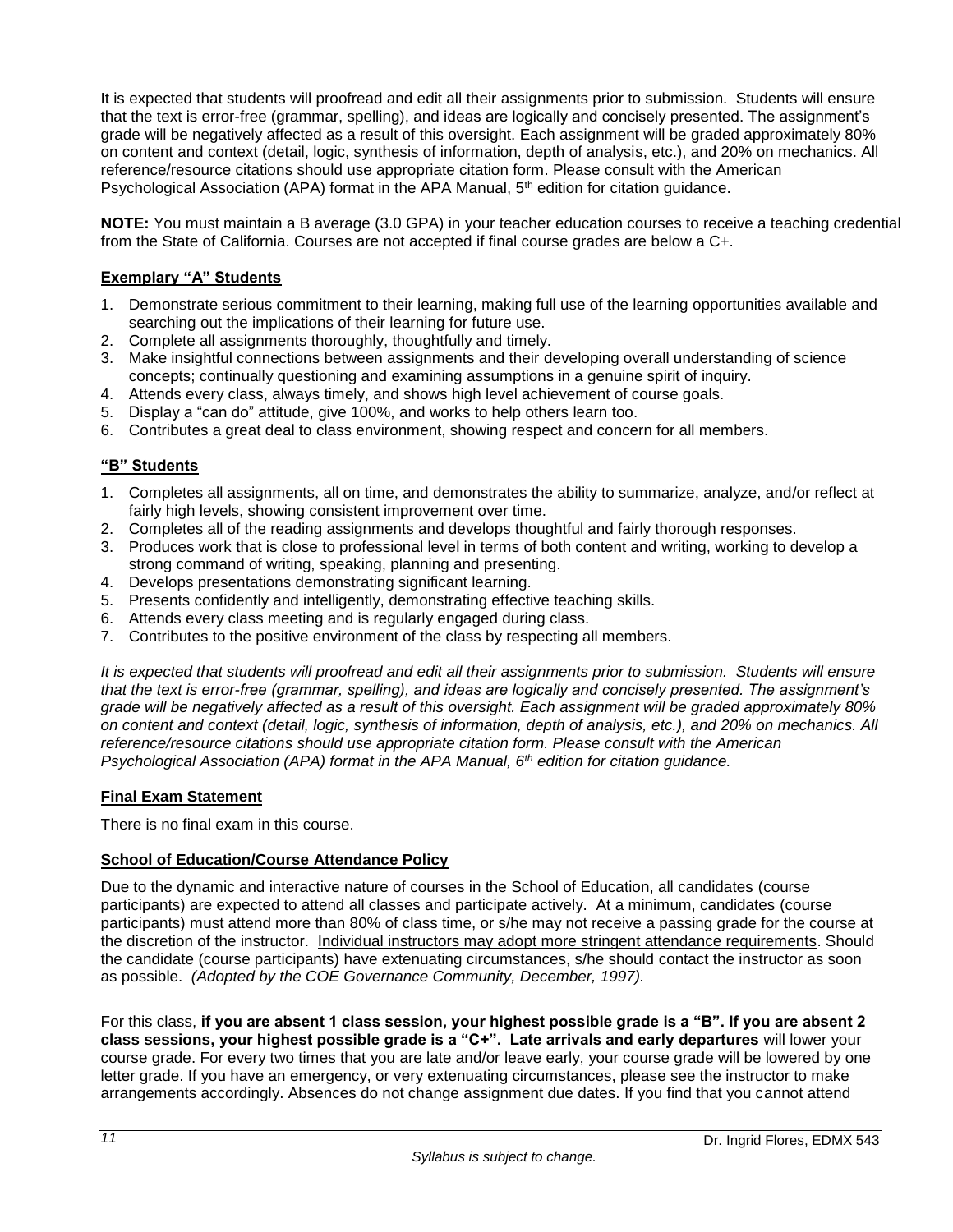It is expected that students will proofread and edit all their assignments prior to submission. Students will ensure that the text is error-free (grammar, spelling), and ideas are logically and concisely presented. The assignment's grade will be negatively affected as a result of this oversight. Each assignment will be graded approximately 80% on content and context (detail, logic, synthesis of information, depth of analysis, etc.), and 20% on mechanics. All reference/resource citations should use appropriate citation form. Please consult with the American Psychological Association (APA) format in the APA Manual, 5th edition for citation guidance.

**NOTE:** You must maintain a B average (3.0 GPA) in your teacher education courses to receive a teaching credential from the State of California. Courses are not accepted if final course grades are below a C+.

**Exemplary "A" Students**

1. Demonstrate serious commitment to their learning, making full use of the learning opportunities available and searching out the implications of their learning for future use.
2. Complete all assignments thoroughly, thoughtfully and timely.
3. Make insightful connections between assignments and their developing overall understanding of science concepts; continually questioning and examining assumptions in a genuine spirit of inquiry.
4. Attends every class, always timely, and shows high level achievement of course goals.
5. Display a "can do" attitude, give 100%, and works to help others learn too.
6. Contributes a great deal to class environment, showing respect and concern for all members.

**"B" Students**

1. Completes all assignments, all on time, and demonstrates the ability to summarize, analyze, and/or reflect at fairly high levels, showing consistent improvement over time.
2. Completes all of the reading assignments and develops thoughtful and fairly thorough responses.
3. Produces work that is close to professional level in terms of both content and writing, working to develop a strong command of writing, speaking, planning and presenting.
4. Develops presentations demonstrating significant learning.
5. Presents confidently and intelligently, demonstrating effective teaching skills.
6. Attends every class meeting and is regularly engaged during class.
7. Contributes to the positive environment of the class by respecting all members.

*It is expected that students will proofread and edit all their assignments prior to submission. Students will ensure that the text is error-free (grammar, spelling), and ideas are logically and concisely presented. The assignment's grade will be negatively affected as a result of this oversight. Each assignment will be graded approximately 80% on content and context (detail, logic, synthesis of information, depth of analysis, etc.), and 20% on mechanics. All reference/resource citations should use appropriate citation form. Please consult with the American Psychological Association (APA) format in the APA Manual, 6th edition for citation guidance.*

**Final Exam Statement**

There is no final exam in this course.

**School of Education/Course Attendance Policy**

Due to the dynamic and interactive nature of courses in the School of Education, all candidates (course participants) are expected to attend all classes and participate actively. At a minimum, candidates (course participants) must attend more than 80% of class time, or s/he may not receive a passing grade for the course at the discretion of the instructor. Individual instructors may adopt more stringent attendance requirements. Should the candidate (course participants) have extenuating circumstances, s/he should contact the instructor as soon as possible. *(Adopted by the COE Governance Community, December, 1997).*

For this class, **if you are absent 1 class session, your highest possible grade is a "B". If you are absent 2 class sessions, your highest possible grade is a "C+". Late arrivals and early departures** will lower your course grade. For every two times that you are late and/or leave early, your course grade will be lowered by one letter grade. If you have an emergency, or very extenuating circumstances, please see the instructor to make arrangements accordingly. Absences do not change assignment due dates. If you find that you cannot attend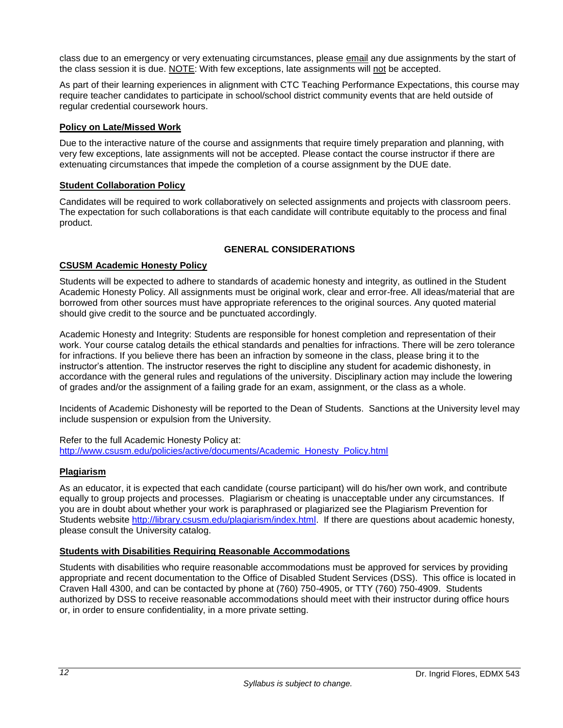class due to an emergency or very extenuating circumstances, please email any due assignments by the start of the class session it is due. NOTE: With few exceptions, late assignments will not be accepted.

As part of their learning experiences in alignment with CTC Teaching Performance Expectations, this course may require teacher candidates to participate in school/school district community events that are held outside of regular credential coursework hours.

**Policy on Late/Missed Work**

Due to the interactive nature of the course and assignments that require timely preparation and planning, with very few exceptions, late assignments will not be accepted. Please contact the course instructor if there are extenuating circumstances that impede the completion of a course assignment by the DUE date.

**Student Collaboration Policy**

Candidates will be required to work collaboratively on selected assignments and projects with classroom peers. The expectation for such collaborations is that each candidate will contribute equitably to the process and final product.

## GENERAL CONSIDERATIONS

**CSUSM Academic Honesty Policy**

Students will be expected to adhere to standards of academic honesty and integrity, as outlined in the Student Academic Honesty Policy. All assignments must be original work, clear and error-free. All ideas/material that are borrowed from other sources must have appropriate references to the original sources. Any quoted material should give credit to the source and be punctuated accordingly.

Academic Honesty and Integrity: Students are responsible for honest completion and representation of their work. Your course catalog details the ethical standards and penalties for infractions. There will be zero tolerance for infractions. If you believe there has been an infraction by someone in the class, please bring it to the instructor's attention. The instructor reserves the right to discipline any student for academic dishonesty, in accordance with the general rules and regulations of the university. Disciplinary action may include the lowering of grades and/or the assignment of a failing grade for an exam, assignment, or the class as a whole.

Incidents of Academic Dishonesty will be reported to the Dean of Students. Sanctions at the University level may include suspension or expulsion from the University.

Refer to the full Academic Honesty Policy at:
http://www.csusm.edu/policies/active/documents/Academic_Honesty_Policy.html

**Plagiarism**

As an educator, it is expected that each candidate (course participant) will do his/her own work, and contribute equally to group projects and processes. Plagiarism or cheating is unacceptable under any circumstances. If you are in doubt about whether your work is paraphrased or plagiarized see the Plagiarism Prevention for Students website http://library.csusm.edu/plagiarism/index.html. If there are questions about academic honesty, please consult the University catalog.

**Students with Disabilities Requiring Reasonable Accommodations**

Students with disabilities who require reasonable accommodations must be approved for services by providing appropriate and recent documentation to the Office of Disabled Student Services (DSS). This office is located in Craven Hall 4300, and can be contacted by phone at (760) 750-4905, or TTY (760) 750-4909. Students authorized by DSS to receive reasonable accommodations should meet with their instructor during office hours or, in order to ensure confidentiality, in a more private setting.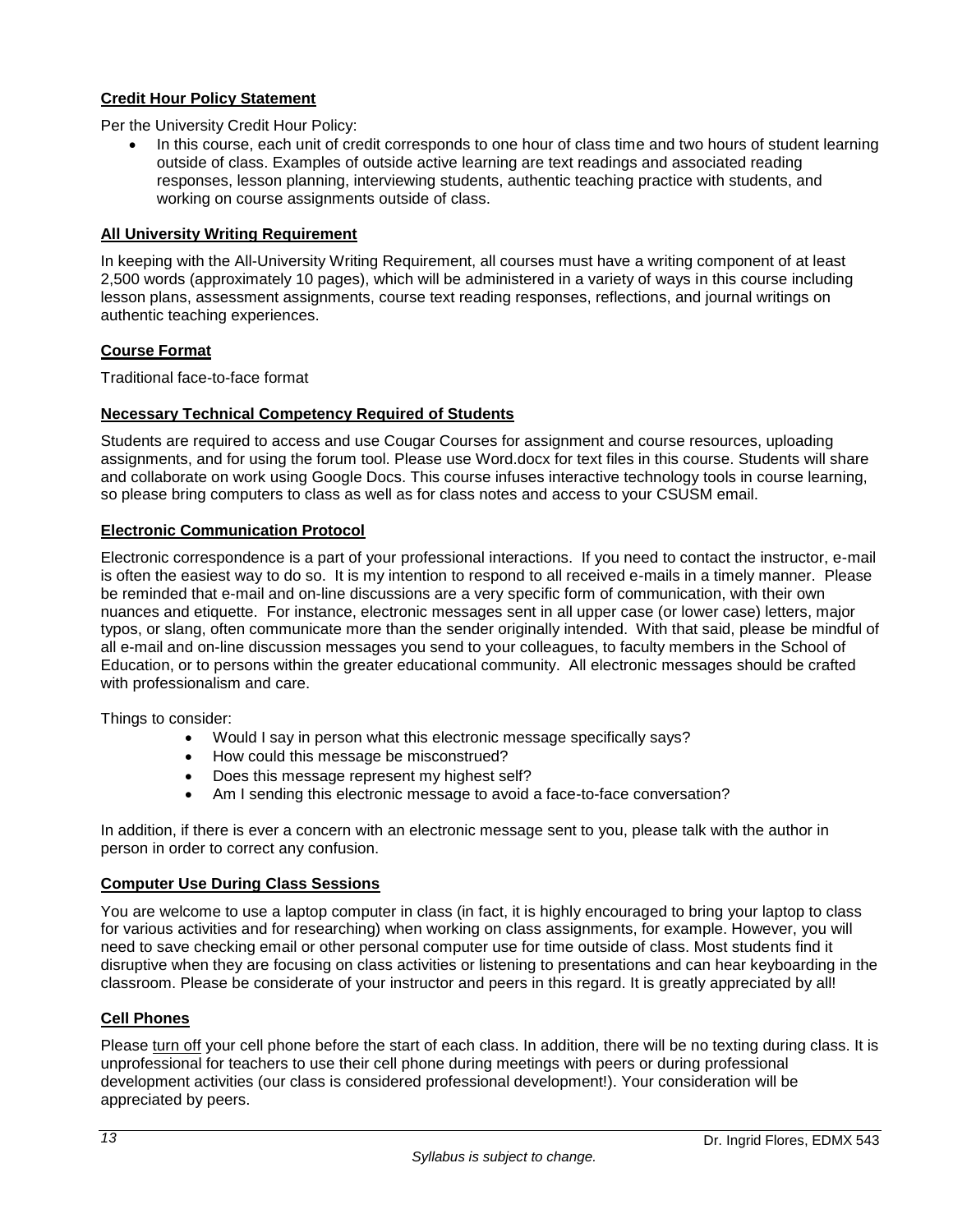**Credit Hour Policy Statement**

Per the University Credit Hour Policy:

- In this course, each unit of credit corresponds to one hour of class time and two hours of student learning outside of class. Examples of outside active learning are text readings and associated reading responses, lesson planning, interviewing students, authentic teaching practice with students, and working on course assignments outside of class.

**All University Writing Requirement**

In keeping with the All-University Writing Requirement, all courses must have a writing component of at least 2,500 words (approximately 10 pages), which will be administered in a variety of ways in this course including lesson plans, assessment assignments, course text reading responses, reflections, and journal writings on authentic teaching experiences.

**Course Format**

Traditional face-to-face format

**Necessary Technical Competency Required of Students**

Students are required to access and use Cougar Courses for assignment and course resources, uploading assignments, and for using the forum tool. Please use Word.docx for text files in this course. Students will share and collaborate on work using Google Docs. This course infuses interactive technology tools in course learning, so please bring computers to class as well as for class notes and access to your CSUSM email.

**Electronic Communication Protocol**

Electronic correspondence is a part of your professional interactions. If you need to contact the instructor, e-mail is often the easiest way to do so. It is my intention to respond to all received e-mails in a timely manner. Please be reminded that e-mail and on-line discussions are a very specific form of communication, with their own nuances and etiquette. For instance, electronic messages sent in all upper case (or lower case) letters, major typos, or slang, often communicate more than the sender originally intended. With that said, please be mindful of all e-mail and on-line discussion messages you send to your colleagues, to faculty members in the School of Education, or to persons within the greater educational community. All electronic messages should be crafted with professionalism and care.

Things to consider:

- Would I say in person what this electronic message specifically says?
- How could this message be misconstrued?
- Does this message represent my highest self?
- Am I sending this electronic message to avoid a face-to-face conversation?

In addition, if there is ever a concern with an electronic message sent to you, please talk with the author in person in order to correct any confusion.

**Computer Use During Class Sessions**

You are welcome to use a laptop computer in class (in fact, it is highly encouraged to bring your laptop to class for various activities and for researching) when working on class assignments, for example. However, you will need to save checking email or other personal computer use for time outside of class. Most students find it disruptive when they are focusing on class activities or listening to presentations and can hear keyboarding in the classroom. Please be considerate of your instructor and peers in this regard. It is greatly appreciated by all!

**Cell Phones**

Please turn off your cell phone before the start of each class. In addition, there will be no texting during class. It is unprofessional for teachers to use their cell phone during meetings with peers or during professional development activities (our class is considered professional development!). Your consideration will be appreciated by peers.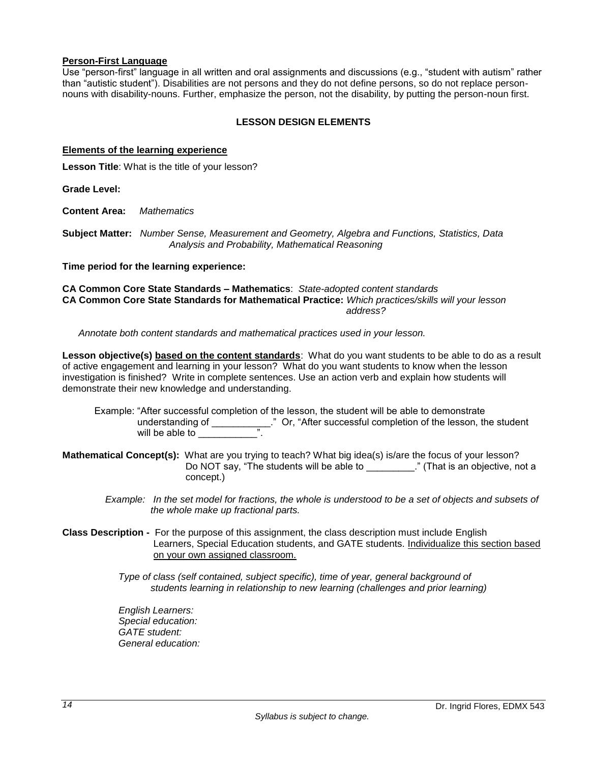**Person-First Language**

Use "person-first" language in all written and oral assignments and discussions (e.g., "student with autism" rather than "autistic student"). Disabilities are not persons and they do not define persons, so do not replace person-nouns with disability-nouns. Further, emphasize the person, not the disability, by putting the person-noun first.

## LESSON DESIGN ELEMENTS

**Elements of the learning experience**

**Lesson Title**: What is the title of your lesson?

**Grade Level:**

**Content Area:** *Mathematics*

**Subject Matter:** *Number Sense, Measurement and Geometry, Algebra and Functions, Statistics, Data Analysis and Probability, Mathematical Reasoning*

**Time period for the learning experience:**

**CA Common Core State Standards – Mathematics**: *State-adopted content standards*
**CA Common Core State Standards for Mathematical Practice:** *Which practices/skills will your lesson address?*

*Annotate both content standards and mathematical practices used in your lesson.*

**Lesson objective(s) based on the content standards**: What do you want students to be able to do as a result of active engagement and learning in your lesson? What do you want students to know when the lesson investigation is finished? Write in complete sentences. Use an action verb and explain how students will demonstrate their new knowledge and understanding.

Example: "After successful completion of the lesson, the student will be able to demonstrate understanding of ___________." Or, "After successful completion of the lesson, the student will be able to ___________".

**Mathematical Concept(s):** What are you trying to teach? What big idea(s) is/are the focus of your lesson? Do NOT say, "The students will be able to _________." (That is an objective, not a concept.)

*Example: In the set model for fractions, the whole is understood to be a set of objects and subsets of the whole make up fractional parts.*

**Class Description -** For the purpose of this assignment, the class description must include English Learners, Special Education students, and GATE students. Individualize this section based on your own assigned classroom.

*Type of class (self contained, subject specific), time of year, general background of students learning in relationship to new learning (challenges and prior learning)*

*English Learners:*
*Special education:*
*GATE student:*
*General education:*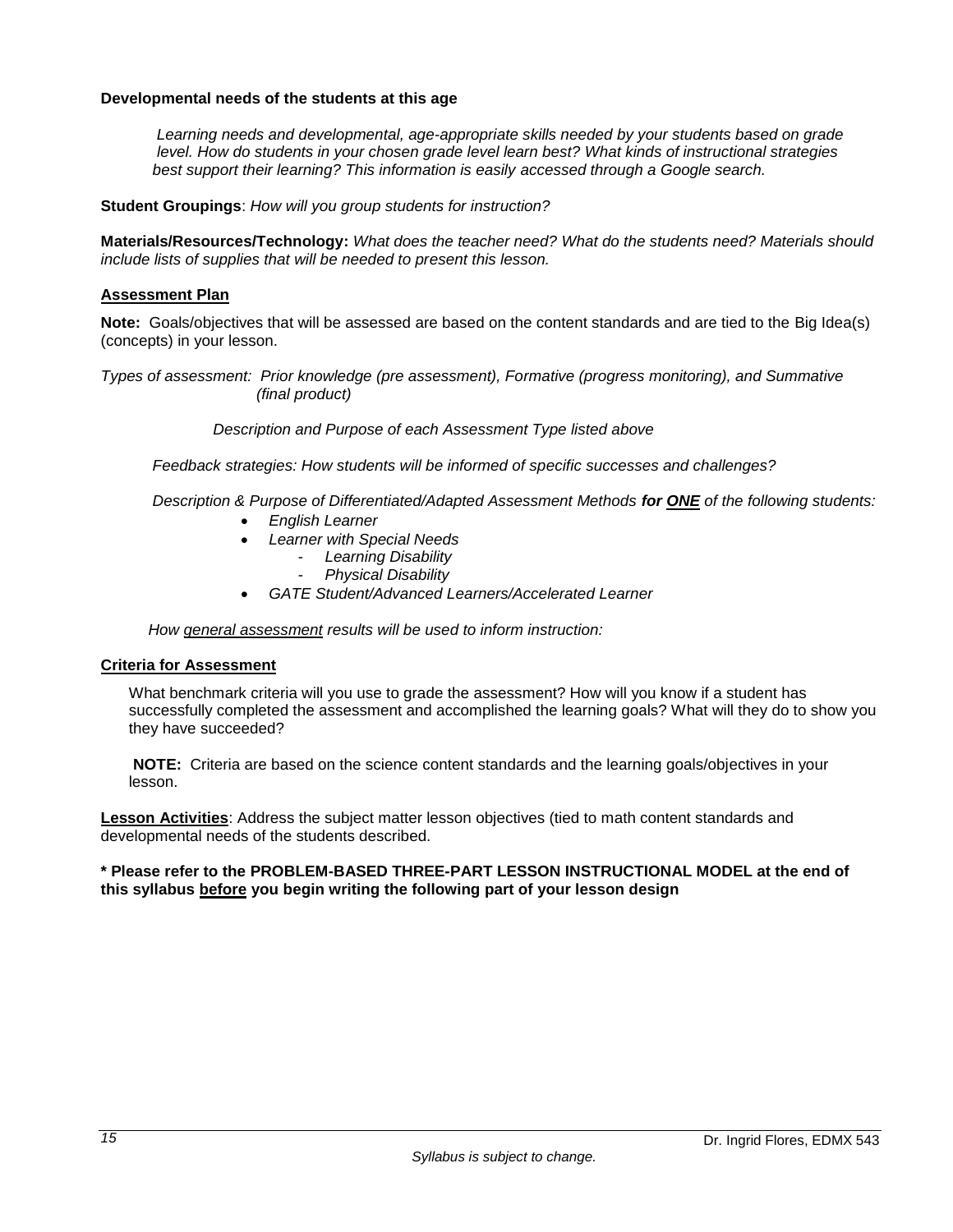**Developmental needs of the students at this age**

*Learning needs and developmental, age-appropriate skills needed by your students based on grade level. How do students in your chosen grade level learn best? What kinds of instructional strategies best support their learning? This information is easily accessed through a Google search.*

**Student Groupings**: *How will you group students for instruction?*

**Materials/Resources/Technology:** *What does the teacher need? What do the students need? Materials should include lists of supplies that will be needed to present this lesson.*

**Assessment Plan**

**Note:** Goals/objectives that will be assessed are based on the content standards and are tied to the Big Idea(s) (concepts) in your lesson.

*Types of assessment: Prior knowledge (pre assessment), Formative (progress monitoring), and Summative (final product)*

*Description and Purpose of each Assessment Type listed above*

*Feedback strategies: How students will be informed of specific successes and challenges?*

*Description & Purpose of Differentiated/Adapted Assessment Methods* ***for ONE*** *of the following students:*

- *English Learner*
- *Learner with Special Needs*
  - *Learning Disability*
  - *Physical Disability*
- *GATE Student/Advanced Learners/Accelerated Learner*

*How general assessment results will be used to inform instruction:*

**Criteria for Assessment**

What benchmark criteria will you use to grade the assessment? How will you know if a student has successfully completed the assessment and accomplished the learning goals? What will they do to show you they have succeeded?

**NOTE:** Criteria are based on the science content standards and the learning goals/objectives in your lesson.

**Lesson Activities**: Address the subject matter lesson objectives (tied to math content standards and developmental needs of the students described.

**\* Please refer to the PROBLEM-BASED THREE-PART LESSON INSTRUCTIONAL MODEL at the end of this syllabus before you begin writing the following part of your lesson design**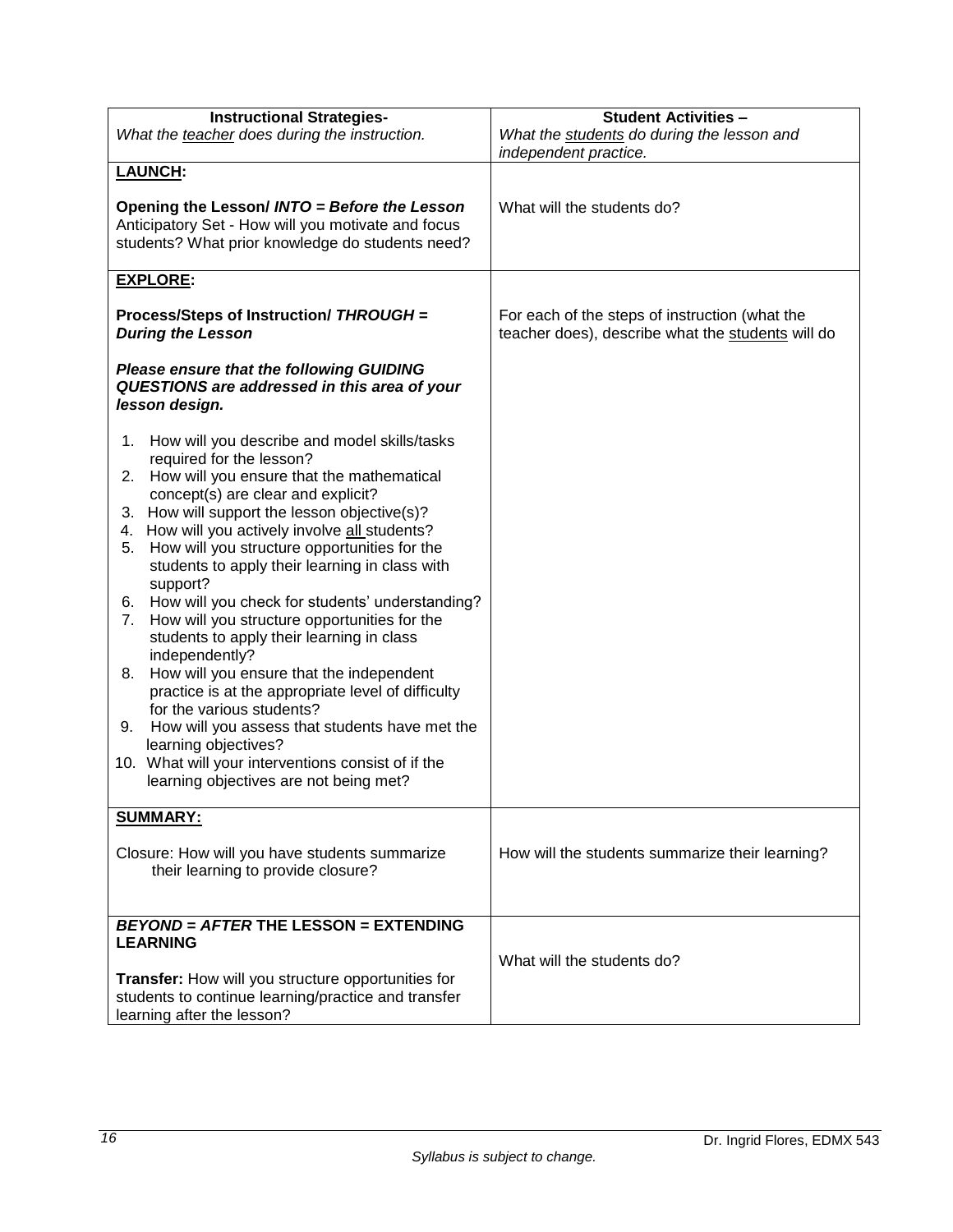| **Instructional Strategies-**<br>*What the teacher does during the instruction.* | **Student Activities –**<br>*What the students do during the lesson and independent practice.* |
|---|---|
| **LAUNCH:**<br><br>**Opening the Lesson/ *INTO = Before the Lesson***<br>Anticipatory Set - How will you motivate and focus students? What prior knowledge do students need? | What will the students do? |
| **EXPLORE:**<br><br>**Process/Steps of Instruction/ *THROUGH = During the Lesson***<br><br>***Please ensure that the following GUIDING QUESTIONS are addressed in this area of your lesson design.***<br><br>1. How will you describe and model skills/tasks required for the lesson?<br>2. How will you ensure that the mathematical concept(s) are clear and explicit?<br>3. How will support the lesson objective(s)?<br>4. How will you actively involve all students?<br>5. How will you structure opportunities for the students to apply their learning in class with support?<br>6. How will you check for students' understanding?<br>7. How will you structure opportunities for the students to apply their learning in class independently?<br>8. How will you ensure that the independent practice is at the appropriate level of difficulty for the various students?<br>9. How will you assess that students have met the learning objectives?<br>10. What will your interventions consist of if the learning objectives are not being met? | For each of the steps of instruction (what the teacher does), describe what the students will do |
| **SUMMARY:**<br><br>Closure: How will you have students summarize their learning to provide closure? | How will the students summarize their learning? |
| ***BEYOND = AFTER* THE LESSON = EXTENDING LEARNING**<br><br>**Transfer:** How will you structure opportunities for students to continue learning/practice and transfer learning after the lesson? | What will the students do? |

Dr. Ingrid Flores, EDMX 543

*Syllabus is subject to change.*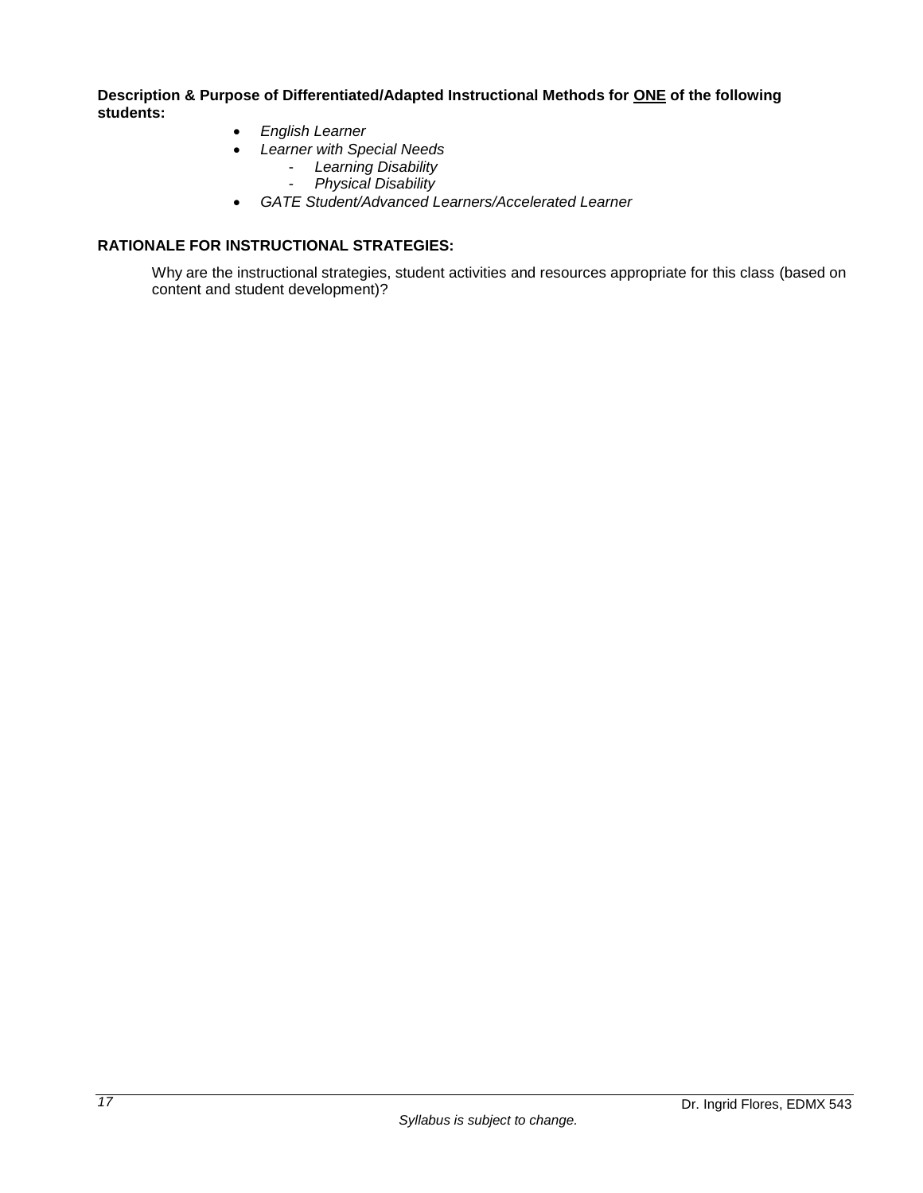**Description & Purpose of Differentiated/Adapted Instructional Methods for <u>ONE</u> of the following students:**

- *English Learner*
- *Learner with Special Needs*
  - *Learning Disability*
  - *Physical Disability*
- *GATE Student/Advanced Learners/Accelerated Learner*

**RATIONALE FOR INSTRUCTIONAL STRATEGIES:**

Why are the instructional strategies, student activities and resources appropriate for this class (based on content and student development)?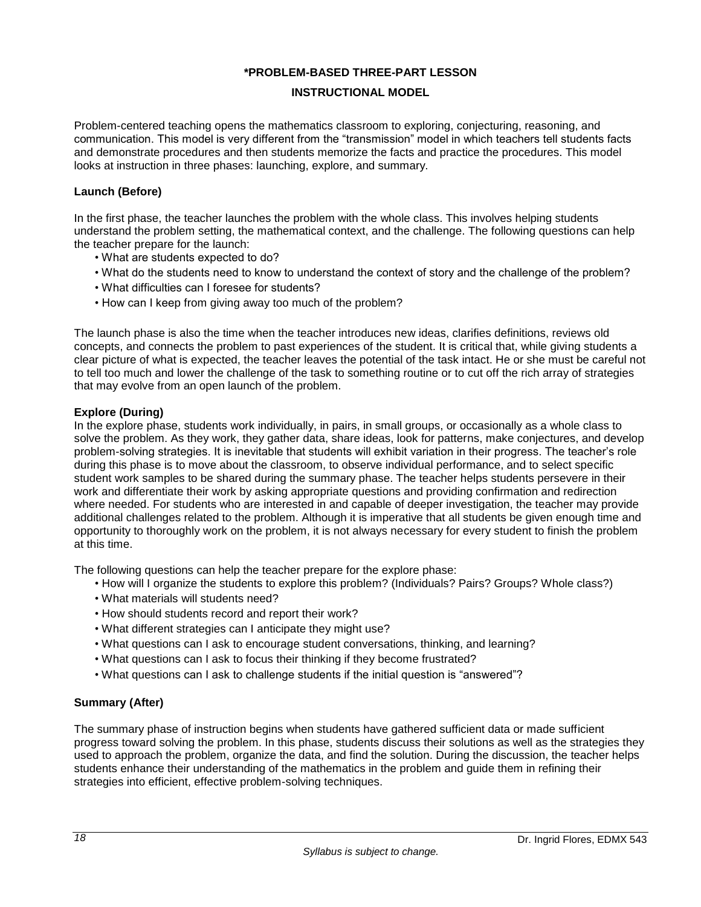## *PROBLEM-BASED THREE-PART LESSON

## INSTRUCTIONAL MODEL

Problem-centered teaching opens the mathematics classroom to exploring, conjecturing, reasoning, and communication. This model is very different from the "transmission" model in which teachers tell students facts and demonstrate procedures and then students memorize the facts and practice the procedures. This model looks at instruction in three phases: launching, explore, and summary.

### Launch (Before)

In the first phase, the teacher launches the problem with the whole class. This involves helping students understand the problem setting, the mathematical context, and the challenge. The following questions can help the teacher prepare for the launch:

- What are students expected to do?
- What do the students need to know to understand the context of story and the challenge of the problem?
- What difficulties can I foresee for students?
- How can I keep from giving away too much of the problem?

The launch phase is also the time when the teacher introduces new ideas, clarifies definitions, reviews old concepts, and connects the problem to past experiences of the student. It is critical that, while giving students a clear picture of what is expected, the teacher leaves the potential of the task intact. He or she must be careful not to tell too much and lower the challenge of the task to something routine or to cut off the rich array of strategies that may evolve from an open launch of the problem.

### Explore (During)

In the explore phase, students work individually, in pairs, in small groups, or occasionally as a whole class to solve the problem. As they work, they gather data, share ideas, look for patterns, make conjectures, and develop problem-solving strategies. It is inevitable that students will exhibit variation in their progress. The teacher's role during this phase is to move about the classroom, to observe individual performance, and to select specific student work samples to be shared during the summary phase. The teacher helps students persevere in their work and differentiate their work by asking appropriate questions and providing confirmation and redirection where needed. For students who are interested in and capable of deeper investigation, the teacher may provide additional challenges related to the problem. Although it is imperative that all students be given enough time and opportunity to thoroughly work on the problem, it is not always necessary for every student to finish the problem at this time.

The following questions can help the teacher prepare for the explore phase:

- How will I organize the students to explore this problem? (Individuals? Pairs? Groups? Whole class?)
- What materials will students need?
- How should students record and report their work?
- What different strategies can I anticipate they might use?
- What questions can I ask to encourage student conversations, thinking, and learning?
- What questions can I ask to focus their thinking if they become frustrated?
- What questions can I ask to challenge students if the initial question is "answered"?

### Summary (After)

The summary phase of instruction begins when students have gathered sufficient data or made sufficient progress toward solving the problem. In this phase, students discuss their solutions as well as the strategies they used to approach the problem, organize the data, and find the solution. During the discussion, the teacher helps students enhance their understanding of the mathematics in the problem and guide them in refining their strategies into efficient, effective problem-solving techniques.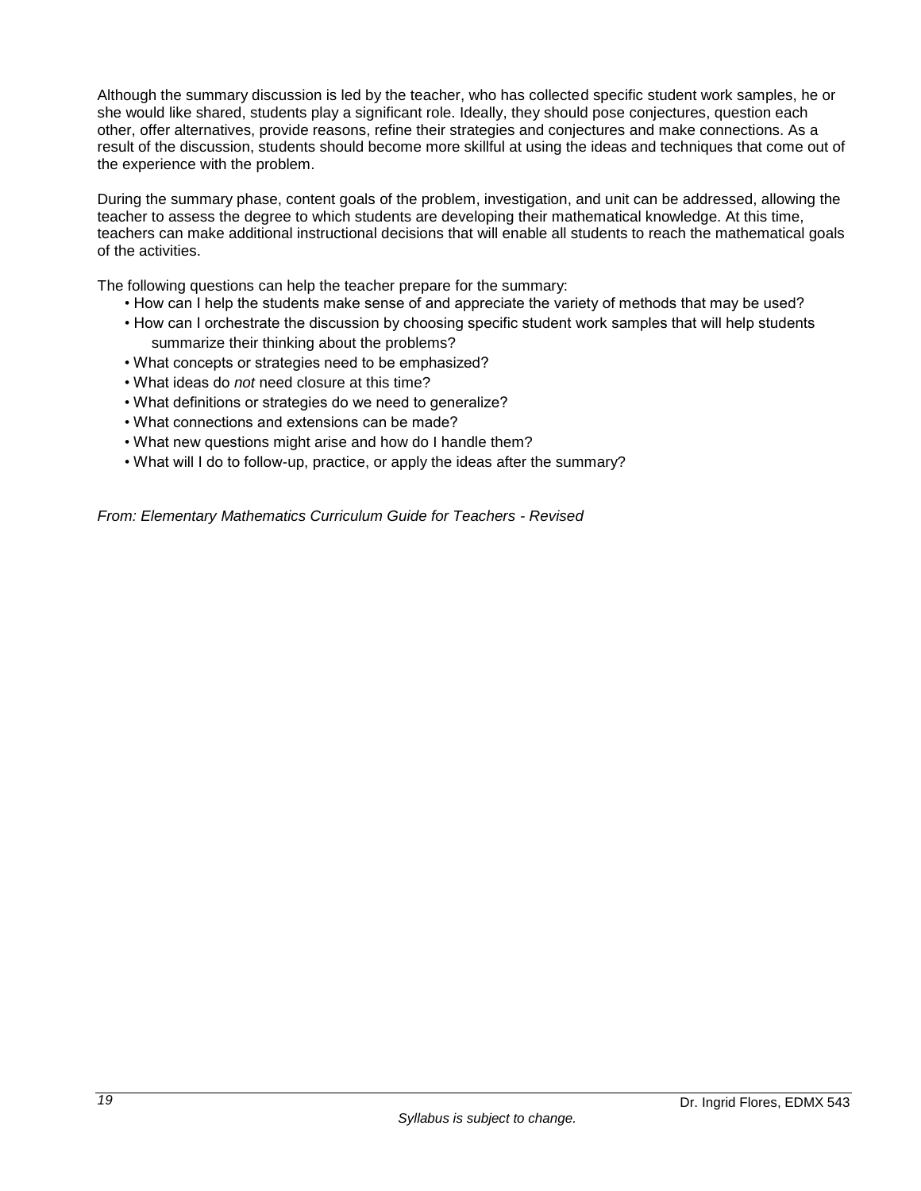Although the summary discussion is led by the teacher, who has collected specific student work samples, he or she would like shared, students play a significant role. Ideally, they should pose conjectures, question each other, offer alternatives, provide reasons, refine their strategies and conjectures and make connections. As a result of the discussion, students should become more skillful at using the ideas and techniques that come out of the experience with the problem.

During the summary phase, content goals of the problem, investigation, and unit can be addressed, allowing the teacher to assess the degree to which students are developing their mathematical knowledge. At this time, teachers can make additional instructional decisions that will enable all students to reach the mathematical goals of the activities.

The following questions can help the teacher prepare for the summary:

- How can I help the students make sense of and appreciate the variety of methods that may be used?
- How can I orchestrate the discussion by choosing specific student work samples that will help students summarize their thinking about the problems?
- What concepts or strategies need to be emphasized?
- What ideas do *not* need closure at this time?
- What definitions or strategies do we need to generalize?
- What connections and extensions can be made?
- What new questions might arise and how do I handle them?
- What will I do to follow-up, practice, or apply the ideas after the summary?

*From: Elementary Mathematics Curriculum Guide for Teachers - Revised*